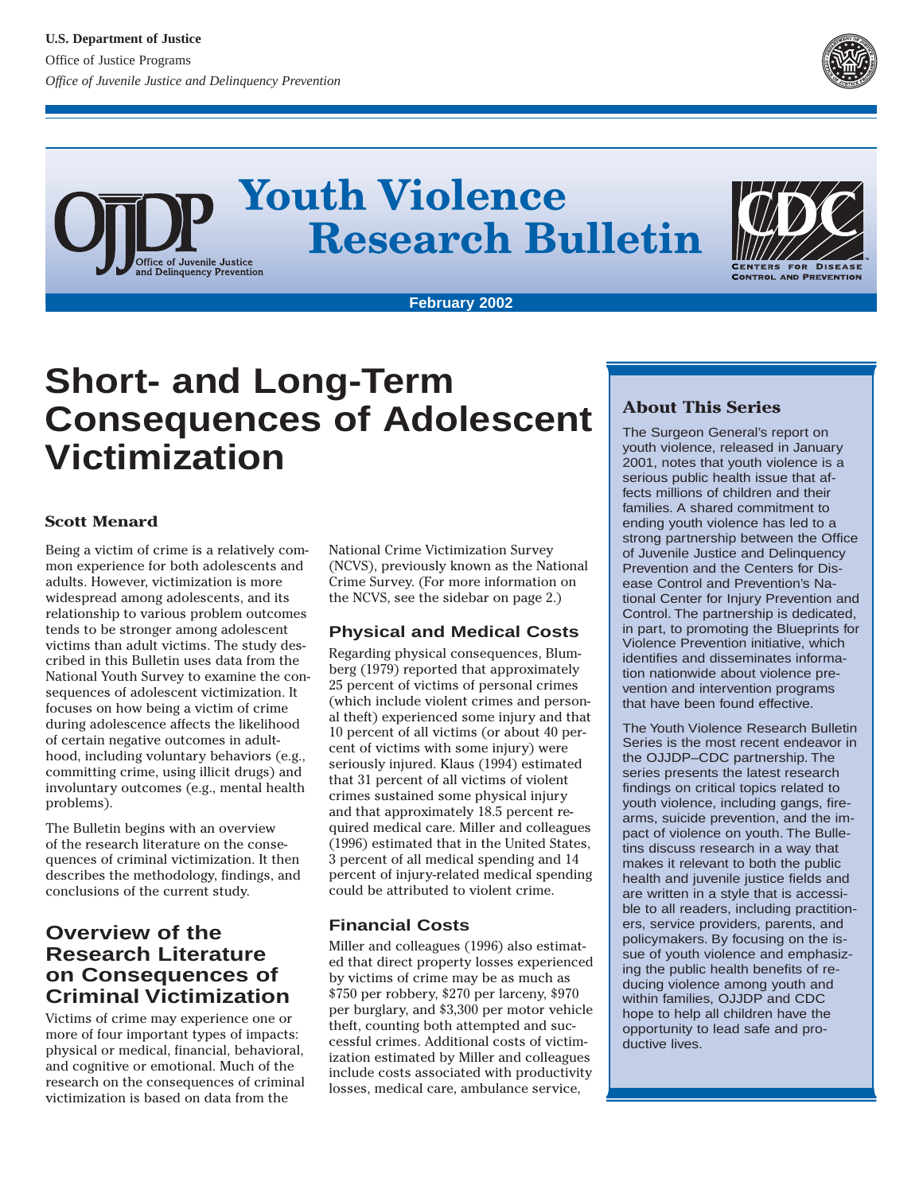U.S. Department of Justice
Office of Justice Programs
*Office of Juvenile Justice and Delinquency Prevention*

# Youth Violence Research Bulletin

February 2002

# Short- and Long-Term Consequences of Adolescent Victimization

**Scott Menard**

Being a victim of crime is a relatively common experience for both adolescents and adults. However, victimization is more widespread among adolescents, and its relationship to various problem outcomes tends to be stronger among adolescent victims than adult victims. The study described in this Bulletin uses data from the National Youth Survey to examine the consequences of adolescent victimization. It focuses on how being a victim of crime during adolescence affects the likelihood of certain negative outcomes in adulthood, including voluntary behaviors (e.g., committing crime, using illicit drugs) and involuntary outcomes (e.g., mental health problems).

The Bulletin begins with an overview of the research literature on the consequences of criminal victimization. It then describes the methodology, findings, and conclusions of the current study.

## Overview of the Research Literature on Consequences of Criminal Victimization

Victims of crime may experience one or more of four important types of impacts: physical or medical, financial, behavioral, and cognitive or emotional. Much of the research on the consequences of criminal victimization is based on data from the National Crime Victimization Survey (NCVS), previously known as the National Crime Survey. (For more information on the NCVS, see the sidebar on page 2.)

### Physical and Medical Costs

Regarding physical consequences, Blumberg (1979) reported that approximately 25 percent of victims of personal crimes (which include violent crimes and personal theft) experienced some injury and that 10 percent of all victims (or about 40 percent of victims with some injury) were seriously injured. Klaus (1994) estimated that 31 percent of all victims of violent crimes sustained some physical injury and that approximately 18.5 percent required medical care. Miller and colleagues (1996) estimated that in the United States, 3 percent of all medical spending and 14 percent of injury-related medical spending could be attributed to violent crime.

### Financial Costs

Miller and colleagues (1996) also estimated that direct property losses experienced by victims of crime may be as much as $750 per robbery, $270 per larceny, $970 per burglary, and $3,300 per motor vehicle theft, counting both attempted and successful crimes. Additional costs of victimization estimated by Miller and colleagues include costs associated with productivity losses, medical care, ambulance service,

### About This Series

The Surgeon General's report on youth violence, released in January 2001, notes that youth violence is a serious public health issue that affects millions of children and their families. A shared commitment to ending youth violence has led to a strong partnership between the Office of Juvenile Justice and Delinquency Prevention and the Centers for Disease Control and Prevention's National Center for Injury Prevention and Control. The partnership is dedicated, in part, to promoting the Blueprints for Violence Prevention initiative, which identifies and disseminates information nationwide about violence prevention and intervention programs that have been found effective.

The Youth Violence Research Bulletin Series is the most recent endeavor in the OJJDP–CDC partnership. The series presents the latest research findings on critical topics related to youth violence, including gangs, firearms, suicide prevention, and the impact of violence on youth. The Bulletins discuss research in a way that makes it relevant to both the public health and juvenile justice fields and are written in a style that is accessible to all readers, including practitioners, service providers, parents, and policymakers. By focusing on the issue of youth violence and emphasizing the public health benefits of reducing violence among youth and within families, OJJDP and CDC hope to help all children have the opportunity to lead safe and productive lives.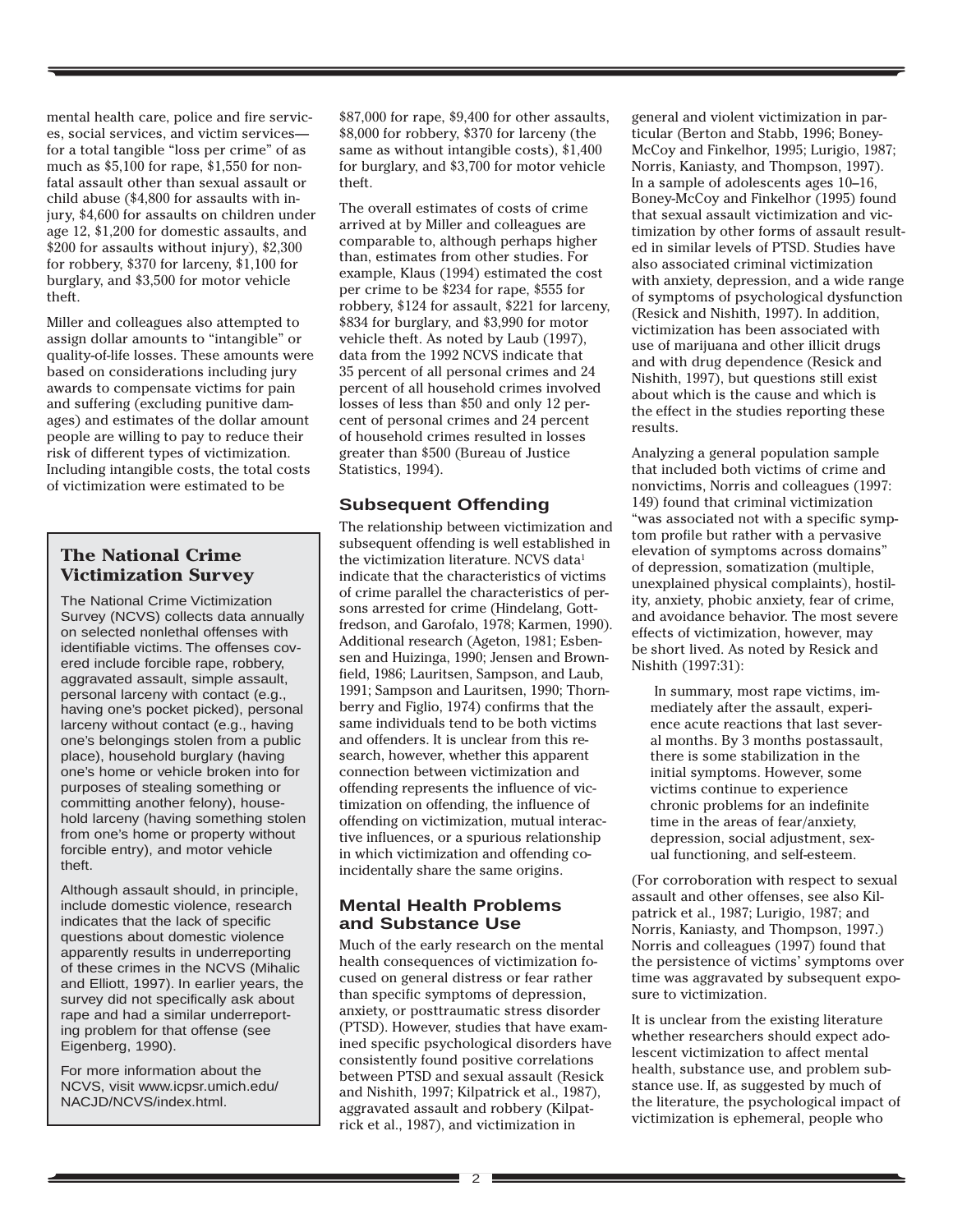mental health care, police and fire services, social services, and victim services—for a total tangible "loss per crime" of as much as $5,100 for rape, $1,550 for nonfatal assault other than sexual assault or child abuse ($4,800 for assaults with injury, $4,600 for assaults on children under age 12, $1,200 for domestic assaults, and $200 for assaults without injury), $2,300 for robbery, $370 for larceny, $1,100 for burglary, and $3,500 for motor vehicle theft.

Miller and colleagues also attempted to assign dollar amounts to "intangible" or quality-of-life losses. These amounts were based on considerations including jury awards to compensate victims for pain and suffering (excluding punitive damages) and estimates of the dollar amount people are willing to pay to reduce their risk of different types of victimization. Including intangible costs, the total costs of victimization were estimated to be $87,000 for rape, $9,400 for other assaults, $8,000 for robbery, $370 for larceny (the same as without intangible costs), $1,400 for burglary, and $3,700 for motor vehicle theft.

The overall estimates of costs of crime arrived at by Miller and colleagues are comparable to, although perhaps higher than, estimates from other studies. For example, Klaus (1994) estimated the cost per crime to be $234 for rape, $555 for robbery, $124 for assault, $221 for larceny, $834 for burglary, and $3,990 for motor vehicle theft. As noted by Laub (1997), data from the 1992 NCVS indicate that 35 percent of all personal crimes and 24 percent of all household crimes involved losses of less than $50 and only 12 percent of personal crimes and 24 percent of household crimes resulted in losses greater than $500 (Bureau of Justice Statistics, 1994).

> **The National Crime Victimization Survey**
>
> The National Crime Victimization Survey (NCVS) collects data annually on selected nonlethal offenses with identifiable victims. The offenses covered include forcible rape, robbery, aggravated assault, simple assault, personal larceny with contact (e.g., having one's pocket picked), personal larceny without contact (e.g., having one's belongings stolen from a public place), household burglary (having one's home or vehicle broken into for purposes of stealing something or committing another felony), household larceny (having something stolen from one's home or property without forcible entry), and motor vehicle theft.
>
> Although assault should, in principle, include domestic violence, research indicates that the lack of specific questions about domestic violence apparently results in underreporting of these crimes in the NCVS (Mihalic and Elliott, 1997). In earlier years, the survey did not specifically ask about rape and had a similar underreporting problem for that offense (see Eigenberg, 1990).
>
> For more information about the NCVS, visit www.icpsr.umich.edu/NACJD/NCVS/index.html.

## Subsequent Offending

The relationship between victimization and subsequent offending is well established in the victimization literature. NCVS data[1] indicate that the characteristics of victims of crime parallel the characteristics of persons arrested for crime (Hindelang, Gottfredson, and Garofalo, 1978; Karmen, 1990). Additional research (Ageton, 1981; Esbensen and Huizinga, 1990; Jensen and Brownfield, 1986; Lauritsen, Sampson, and Laub, 1991; Sampson and Lauritsen, 1990; Thornberry and Figlio, 1974) confirms that the same individuals tend to be both victims and offenders. It is unclear from this research, however, whether this apparent connection between victimization and offending represents the influence of victimization on offending, the influence of offending on victimization, mutual interactive influences, or a spurious relationship in which victimization and offending coincidentally share the same origins.

## Mental Health Problems and Substance Use

Much of the early research on the mental health consequences of victimization focused on general distress or fear rather than specific symptoms of depression, anxiety, or posttraumatic stress disorder (PTSD). However, studies that have examined specific psychological disorders have consistently found positive correlations between PTSD and sexual assault (Resick and Nishith, 1997; Kilpatrick et al., 1987), aggravated assault and robbery (Kilpatrick et al., 1987), and victimization in general and violent victimization in particular (Berton and Stabb, 1996; Boney-McCoy and Finkelhor, 1995; Lurigio, 1987; Norris, Kaniasty, and Thompson, 1997). In a sample of adolescents ages 10–16, Boney-McCoy and Finkelhor (1995) found that sexual assault victimization and victimization by other forms of assault resulted in similar levels of PTSD. Studies have also associated criminal victimization with anxiety, depression, and a wide range of symptoms of psychological dysfunction (Resick and Nishith, 1997). In addition, victimization has been associated with use of marijuana and other illicit drugs and with drug dependence (Resick and Nishith, 1997), but questions still exist about which is the cause and which is the effect in the studies reporting these results.

Analyzing a general population sample that included both victims of crime and nonvictims, Norris and colleagues (1997: 149) found that criminal victimization "was associated not with a specific symptom profile but rather with a pervasive elevation of symptoms across domains" of depression, somatization (multiple, unexplained physical complaints), hostility, anxiety, phobic anxiety, fear of crime, and avoidance behavior. The most severe effects of victimization, however, may be short lived. As noted by Resick and Nishith (1997:31):

> In summary, most rape victims, immediately after the assault, experience acute reactions that last several months. By 3 months postassault, there is some stabilization in the initial symptoms. However, some victims continue to experience chronic problems for an indefinite time in the areas of fear/anxiety, depression, social adjustment, sexual functioning, and self-esteem.

(For corroboration with respect to sexual assault and other offenses, see also Kilpatrick et al., 1987; Lurigio, 1987; and Norris, Kaniasty, and Thompson, 1997.) Norris and colleagues (1997) found that the persistence of victims' symptoms over time was aggravated by subsequent exposure to victimization.

It is unclear from the existing literature whether researchers should expect adolescent victimization to affect mental health, substance use, and problem substance use. If, as suggested by much of the literature, the psychological impact of victimization is ephemeral, people who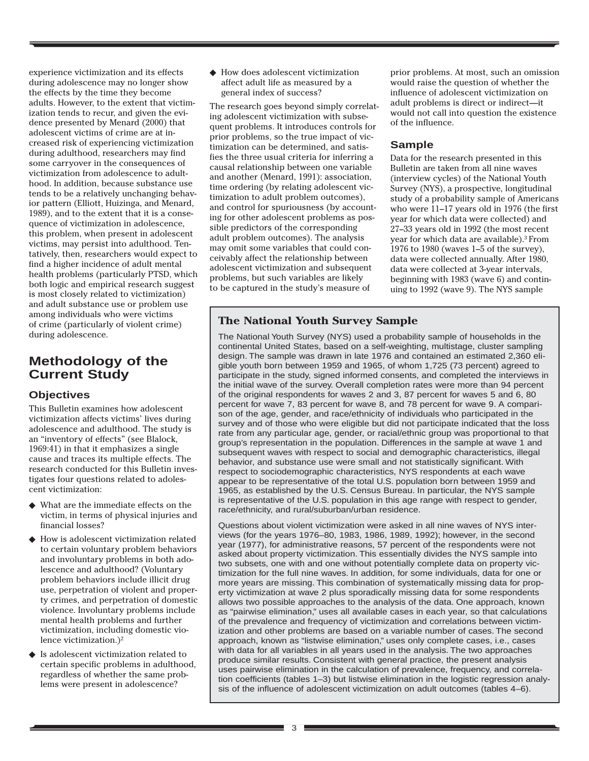experience victimization and its effects during adolescence may no longer show the effects by the time they become adults. However, to the extent that victimization tends to recur, and given the evidence presented by Menard (2000) that adolescent victims of crime are at increased risk of experiencing victimization during adulthood, researchers may find some carryover in the consequences of victimization from adolescence to adulthood. In addition, because substance use tends to be a relatively unchanging behavior pattern (Elliott, Huizinga, and Menard, 1989), and to the extent that it is a consequence of victimization in adolescence, this problem, when present in adolescent victims, may persist into adulthood. Tentatively, then, researchers would expect to find a higher incidence of adult mental health problems (particularly PTSD, which both logic and empirical research suggest is most closely related to victimization) and adult substance use or problem use among individuals who were victims of crime (particularly of violent crime) during adolescence.

## Methodology of the Current Study

### Objectives

This Bulletin examines how adolescent victimization affects victims' lives during adolescence and adulthood. The study is an "inventory of effects" (see Blalock, 1969:41) in that it emphasizes a single cause and traces its multiple effects. The research conducted for this Bulletin investigates four questions related to adolescent victimization:

- What are the immediate effects on the victim, in terms of physical injuries and financial losses?
- How is adolescent victimization related to certain voluntary problem behaviors and involuntary problems in both adolescence and adulthood? (Voluntary problem behaviors include illicit drug use, perpetration of violent and property crimes, and perpetration of domestic violence. Involuntary problems include mental health problems and further victimization, including domestic violence victimization.)[2]
- Is adolescent victimization related to certain specific problems in adulthood, regardless of whether the same problems were present in adolescence?
- How does adolescent victimization affect adult life as measured by a general index of success?

The research goes beyond simply correlating adolescent victimization with subsequent problems. It introduces controls for prior problems, so the true impact of victimization can be determined, and satisfies the three usual criteria for inferring a causal relationship between one variable and another (Menard, 1991): association, time ordering (by relating adolescent victimization to adult problem outcomes), and control for spuriousness (by accounting for other adolescent problems as possible predictors of the corresponding adult problem outcomes). The analysis may omit some variables that could conceivably affect the relationship between adolescent victimization and subsequent problems, but such variables are likely to be captured in the study's measure of prior problems. At most, such an omission would raise the question of whether the influence of adolescent victimization on adult problems is direct or indirect—it would not call into question the existence of the influence.

### Sample

Data for the research presented in this Bulletin are taken from all nine waves (interview cycles) of the National Youth Survey (NYS), a prospective, longitudinal study of a probability sample of Americans who were 11–17 years old in 1976 (the first year for which data were collected) and 27–33 years old in 1992 (the most recent year for which data are available).[3] From 1976 to 1980 (waves 1–5 of the survey), data were collected annually. After 1980, data were collected at 3-year intervals, beginning with 1983 (wave 6) and continuing to 1992 (wave 9). The NYS sample

### The National Youth Survey Sample

The National Youth Survey (NYS) used a probability sample of households in the continental United States, based on a self-weighting, multistage, cluster sampling design. The sample was drawn in late 1976 and contained an estimated 2,360 eligible youth born between 1959 and 1965, of whom 1,725 (73 percent) agreed to participate in the study, signed informed consents, and completed the interviews in the initial wave of the survey. Overall completion rates were more than 94 percent of the original respondents for waves 2 and 3, 87 percent for waves 5 and 6, 80 percent for wave 7, 83 percent for wave 8, and 78 percent for wave 9. A comparison of the age, gender, and race/ethnicity of individuals who participated in the survey and of those who were eligible but did not participate indicated that the loss rate from any particular age, gender, or racial/ethnic group was proportional to that group's representation in the population. Differences in the sample at wave 1 and subsequent waves with respect to social and demographic characteristics, illegal behavior, and substance use were small and not statistically significant. With respect to sociodemographic characteristics, NYS respondents at each wave appear to be representative of the total U.S. population born between 1959 and 1965, as established by the U.S. Census Bureau. In particular, the NYS sample is representative of the U.S. population in this age range with respect to gender, race/ethnicity, and rural/suburban/urban residence.

Questions about violent victimization were asked in all nine waves of NYS interviews (for the years 1976–80, 1983, 1986, 1989, 1992); however, in the second year (1977), for administrative reasons, 57 percent of the respondents were not asked about property victimization. This essentially divides the NYS sample into two subsets, one with and one without potentially complete data on property victimization for the full nine waves. In addition, for some individuals, data for one or more years are missing. This combination of systematically missing data for property victimization at wave 2 plus sporadically missing data for some respondents allows two possible approaches to the analysis of the data. One approach, known as "pairwise elimination," uses all available cases in each year, so that calculations of the prevalence and frequency of victimization and correlations between victimization and other problems are based on a variable number of cases. The second approach, known as "listwise elimination," uses only complete cases, i.e., cases with data for all variables in all years used in the analysis. The two approaches produce similar results. Consistent with general practice, the present analysis uses pairwise elimination in the calculation of prevalence, frequency, and correlation coefficients (tables 1–3) but listwise elimination in the logistic regression analysis of the influence of adolescent victimization on adult outcomes (tables 4–6).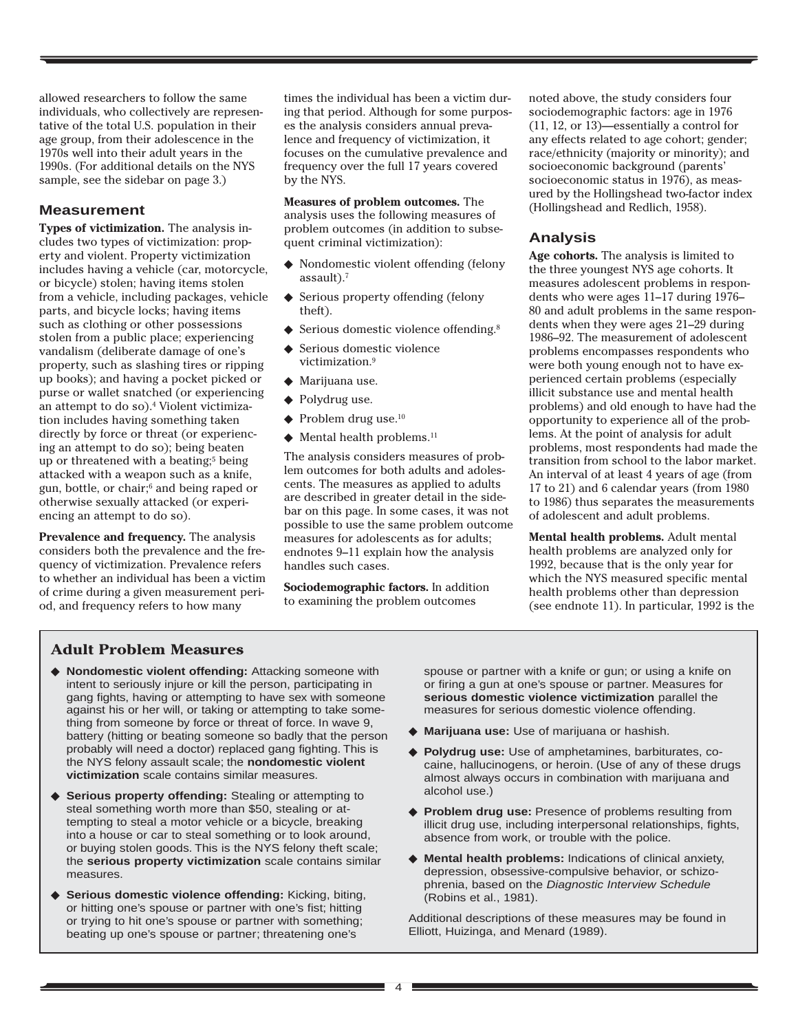allowed researchers to follow the same individuals, who collectively are representative of the total U.S. population in their age group, from their adolescence in the 1970s well into their adult years in the 1990s. (For additional details on the NYS sample, see the sidebar on page 3.)

## Measurement

**Types of victimization.** The analysis includes two types of victimization: property and violent. Property victimization includes having a vehicle (car, motorcycle, or bicycle) stolen; having items stolen from a vehicle, including packages, vehicle parts, and bicycle locks; having items such as clothing or other possessions stolen from a public place; experiencing vandalism (deliberate damage of one's property, such as slashing tires or ripping up books); and having a pocket picked or purse or wallet snatched (or experiencing an attempt to do so).[4] Violent victimization includes having something taken directly by force or threat (or experiencing an attempt to do so); being beaten up or threatened with a beating;[5] being attacked with a weapon such as a knife, gun, bottle, or chair;[6] and being raped or otherwise sexually attacked (or experiencing an attempt to do so).

**Prevalence and frequency.** The analysis considers both the prevalence and the frequency of victimization. Prevalence refers to whether an individual has been a victim of crime during a given measurement period, and frequency refers to how many times the individual has been a victim during that period. Although for some purposes the analysis considers annual prevalence and frequency of victimization, it focuses on the cumulative prevalence and frequency over the full 17 years covered by the NYS.

**Measures of problem outcomes.** The analysis uses the following measures of problem outcomes (in addition to subsequent criminal victimization):

- Nondomestic violent offending (felony assault).[7]
- Serious property offending (felony theft).
- Serious domestic violence offending.[8]
- Serious domestic violence victimization.[9]
- Marijuana use.
- Polydrug use.
- Problem drug use.[10]
- Mental health problems.[11]

The analysis considers measures of problem outcomes for both adults and adolescents. The measures as applied to adults are described in greater detail in the sidebar on this page. In some cases, it was not possible to use the same problem outcome measures for adolescents as for adults; endnotes 9–11 explain how the analysis handles such cases.

**Sociodemographic factors.** In addition to examining the problem outcomes noted above, the study considers four sociodemographic factors: age in 1976 (11, 12, or 13)—essentially a control for any effects related to age cohort; gender; race/ethnicity (majority or minority); and socioeconomic background (parents' socioeconomic status in 1976), as measured by the Hollingshead two-factor index (Hollingshead and Redlich, 1958).

## Analysis

**Age cohorts.** The analysis is limited to the three youngest NYS age cohorts. It measures adolescent problems in respondents who were ages 11–17 during 1976–80 and adult problems in the same respondents when they were ages 21–29 during 1986–92. The measurement of adolescent problems encompasses respondents who were both young enough not to have experienced certain problems (especially illicit substance use and mental health problems) and old enough to have had the opportunity to experience all of the problems. At the point of analysis for adult problems, most respondents had made the transition from school to the labor market. An interval of at least 4 years of age (from 17 to 21) and 6 calendar years (from 1980 to 1986) thus separates the measurements of adolescent and adult problems.

**Mental health problems.** Adult mental health problems are analyzed only for 1992, because that is the only year for which the NYS measured specific mental health problems other than depression (see endnote 11). In particular, 1992 is the

### Adult Problem Measures

- **Nondomestic violent offending:** Attacking someone with intent to seriously injure or kill the person, participating in gang fights, having or attempting to have sex with someone against his or her will, or taking or attempting to take something from someone by force or threat of force. In wave 9, battery (hitting or beating someone so badly that the person probably will need a doctor) replaced gang fighting. This is the NYS felony assault scale; the **nondomestic violent victimization** scale contains similar measures.
- **Serious property offending:** Stealing or attempting to steal something worth more than $50, stealing or attempting to steal a motor vehicle or a bicycle, breaking into a house or car to steal something or to look around, or buying stolen goods. This is the NYS felony theft scale; the **serious property victimization** scale contains similar measures.
- **Serious domestic violence offending:** Kicking, biting, or hitting one's spouse or partner with one's fist; hitting or trying to hit one's spouse or partner with something; beating up one's spouse or partner; threatening one's spouse or partner with a knife or gun; or using a knife on or firing a gun at one's spouse or partner. Measures for **serious domestic violence victimization** parallel the measures for serious domestic violence offending.
- **Marijuana use:** Use of marijuana or hashish.
- **Polydrug use:** Use of amphetamines, barbiturates, cocaine, hallucinogens, or heroin. (Use of any of these drugs almost always occurs in combination with marijuana and alcohol use.)
- **Problem drug use:** Presence of problems resulting from illicit drug use, including interpersonal relationships, fights, absence from work, or trouble with the police.
- **Mental health problems:** Indications of clinical anxiety, depression, obsessive-compulsive behavior, or schizophrenia, based on the *Diagnostic Interview Schedule* (Robins et al., 1981).

Additional descriptions of these measures may be found in Elliott, Huizinga, and Menard (1989).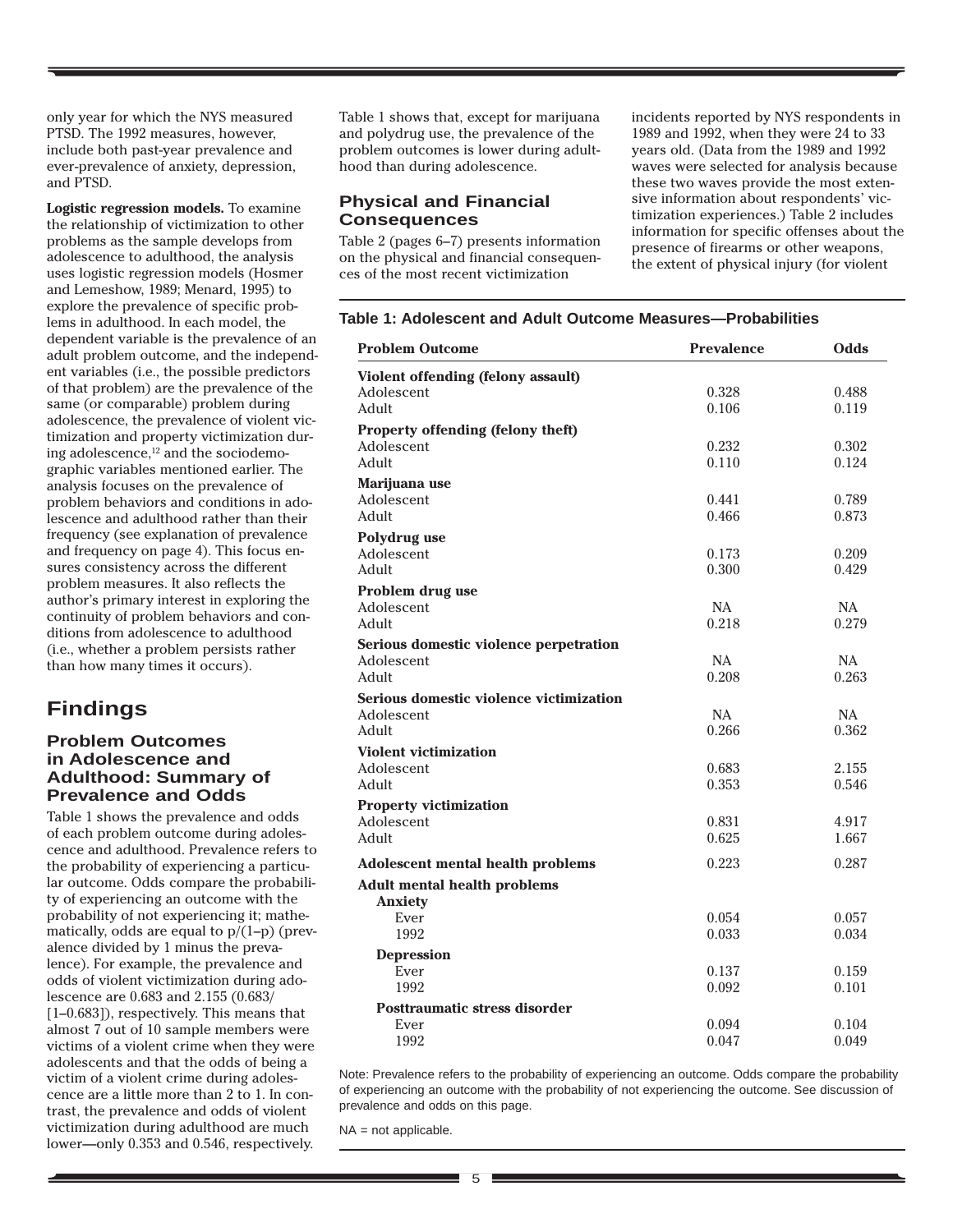only year for which the NYS measured PTSD. The 1992 measures, however, include both past-year prevalence and ever-prevalence of anxiety, depression, and PTSD.

**Logistic regression models.** To examine the relationship of victimization to other problems as the sample develops from adolescence to adulthood, the analysis uses logistic regression models (Hosmer and Lemeshow, 1989; Menard, 1995) to explore the prevalence of specific problems in adulthood. In each model, the dependent variable is the prevalence of an adult problem outcome, and the independent variables (i.e., the possible predictors of that problem) are the prevalence of the same (or comparable) problem during adolescence, the prevalence of violent victimization and property victimization during adolescence,[12] and the sociodemographic variables mentioned earlier. The analysis focuses on the prevalence of problem behaviors and conditions in adolescence and adulthood rather than their frequency (see explanation of prevalence and frequency on page 4). This focus ensures consistency across the different problem measures. It also reflects the author's primary interest in exploring the continuity of problem behaviors and conditions from adolescence to adulthood (i.e., whether a problem persists rather than how many times it occurs).

# Findings

## Problem Outcomes in Adolescence and Adulthood: Summary of Prevalence and Odds

Table 1 shows the prevalence and odds of each problem outcome during adolescence and adulthood. Prevalence refers to the probability of experiencing a particular outcome. Odds compare the probability of experiencing an outcome with the probability of not experiencing it; mathematically, odds are equal to $p/(1-p)$ (prevalence divided by 1 minus the prevalence). For example, the prevalence and odds of violent victimization during adolescence are 0.683 and 2.155 (0.683/[1–0.683]), respectively. This means that almost 7 out of 10 sample members were victims of a violent crime when they were adolescents and that the odds of being a victim of a violent crime during adolescence are a little more than 2 to 1. In contrast, the prevalence and odds of violent victimization during adulthood are much lower—only 0.353 and 0.546, respectively. Table 1 shows that, except for marijuana and polydrug use, the prevalence of the problem outcomes is lower during adulthood than during adolescence.

## Physical and Financial Consequences

Table 2 (pages 6–7) presents information on the physical and financial consequences of the most recent victimization incidents reported by NYS respondents in 1989 and 1992, when they were 24 to 33 years old. (Data from the 1989 and 1992 waves were selected for analysis because these two waves provide the most extensive information about respondents' victimization experiences.) Table 2 includes information for specific offenses about the presence of firearms or other weapons, the extent of physical injury (for violent

**Table 1: Adolescent and Adult Outcome Measures—Probabilities**

| Problem Outcome | Prevalence | Odds |
|---|---|---|
| **Violent offending (felony assault)** | | |
| Adolescent | 0.328 | 0.488 |
| Adult | 0.106 | 0.119 |
| **Property offending (felony theft)** | | |
| Adolescent | 0.232 | 0.302 |
| Adult | 0.110 | 0.124 |
| **Marijuana use** | | |
| Adolescent | 0.441 | 0.789 |
| Adult | 0.466 | 0.873 |
| **Polydrug use** | | |
| Adolescent | 0.173 | 0.209 |
| Adult | 0.300 | 0.429 |
| **Problem drug use** | | |
| Adolescent | NA | NA |
| Adult | 0.218 | 0.279 |
| **Serious domestic violence perpetration** | | |
| Adolescent | NA | NA |
| Adult | 0.208 | 0.263 |
| **Serious domestic violence victimization** | | |
| Adolescent | NA | NA |
| Adult | 0.266 | 0.362 |
| **Violent victimization** | | |
| Adolescent | 0.683 | 2.155 |
| Adult | 0.353 | 0.546 |
| **Property victimization** | | |
| Adolescent | 0.831 | 4.917 |
| Adult | 0.625 | 1.667 |
| **Adolescent mental health problems** | 0.223 | 0.287 |
| **Adult mental health problems** | | |
| **Anxiety** | | |
| Ever | 0.054 | 0.057 |
| 1992 | 0.033 | 0.034 |
| **Depression** | | |
| Ever | 0.137 | 0.159 |
| 1992 | 0.092 | 0.101 |
| **Posttraumatic stress disorder** | | |
| Ever | 0.094 | 0.104 |
| 1992 | 0.047 | 0.049 |

Note: Prevalence refers to the probability of experiencing an outcome. Odds compare the probability of experiencing an outcome with the probability of not experiencing the outcome. See discussion of prevalence and odds on this page.

NA = not applicable.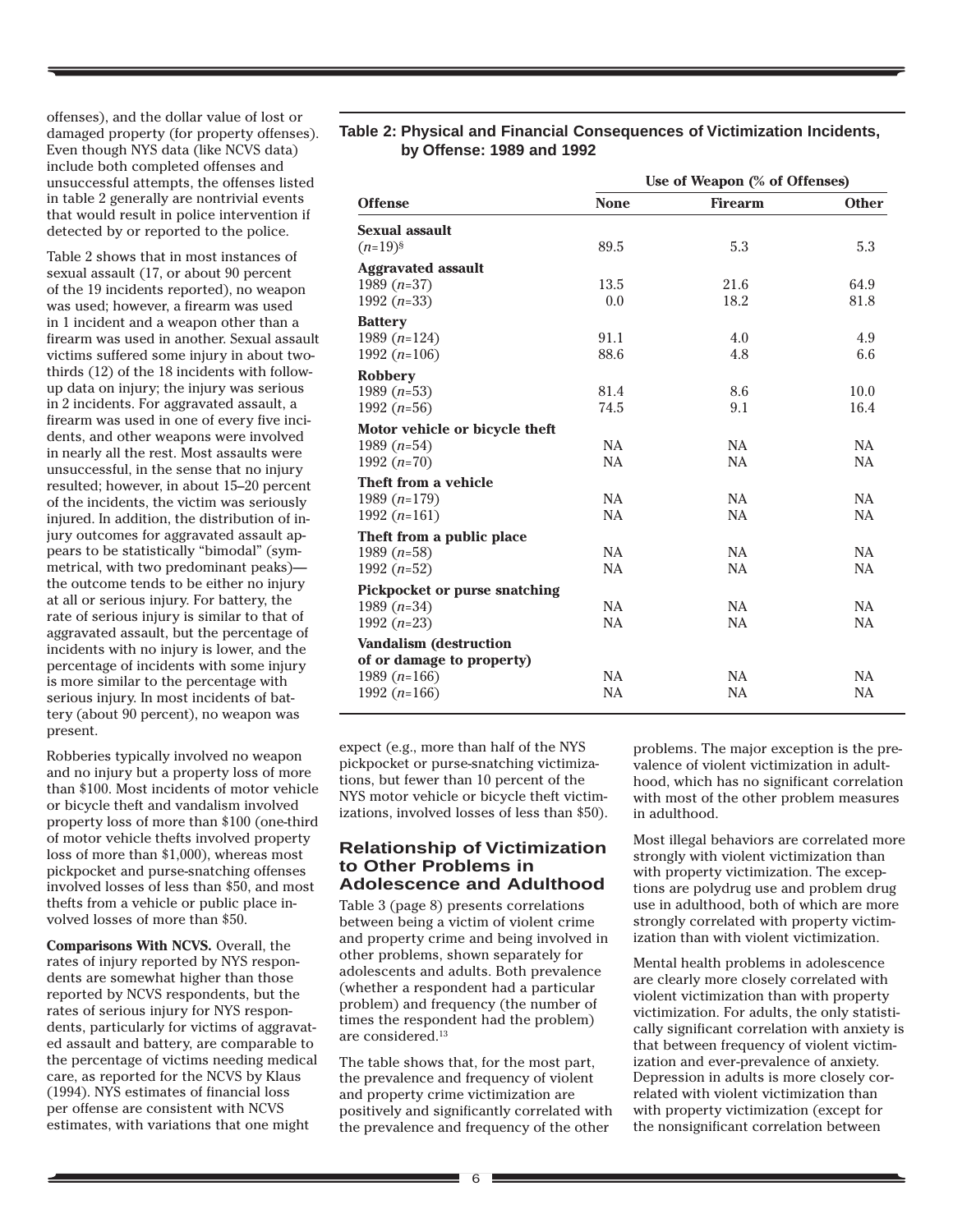offenses), and the dollar value of lost or damaged property (for property offenses). Even though NYS data (like NCVS data) include both completed offenses and unsuccessful attempts, the offenses listed in table 2 generally are nontrivial events that would result in police intervention if detected by or reported to the police.

Table 2 shows that in most instances of sexual assault (17, or about 90 percent of the 19 incidents reported), no weapon was used; however, a firearm was used in 1 incident and a weapon other than a firearm was used in another. Sexual assault victims suffered some injury in about two-thirds (12) of the 18 incidents with follow-up data on injury; the injury was serious in 2 incidents. For aggravated assault, a firearm was used in one of every five incidents, and other weapons were involved in nearly all the rest. Most assaults were unsuccessful, in the sense that no injury resulted; however, in about 15–20 percent of the incidents, the victim was seriously injured. In addition, the distribution of injury outcomes for aggravated assault appears to be statistically "bimodal" (symmetrical, with two predominant peaks)—the outcome tends to be either no injury at all or serious injury. For battery, the rate of serious injury is similar to that of aggravated assault, but the percentage of incidents with no injury is lower, and the percentage of incidents with some injury is more similar to the percentage with serious injury. In most incidents of battery (about 90 percent), no weapon was present.

Robberies typically involved no weapon and no injury but a property loss of more than $100. Most incidents of motor vehicle or bicycle theft and vandalism involved property loss of more than $100 (one-third of motor vehicle thefts involved property loss of more than $1,000), whereas most pickpocket and purse-snatching offenses involved losses of less than $50, and most thefts from a vehicle or public place involved losses of more than $50.

**Comparisons With NCVS.** Overall, the rates of injury reported by NYS respondents are somewhat higher than those reported by NCVS respondents, but the rates of serious injury for NYS respondents, particularly for victims of aggravated assault and battery, are comparable to the percentage of victims needing medical care, as reported for the NCVS by Klaus (1994). NYS estimates of financial loss per offense are consistent with NCVS estimates, with variations that one might expect (e.g., more than half of the NYS pickpocket or purse-snatching victimizations, but fewer than 10 percent of the NYS motor vehicle or bicycle theft victimizations, involved losses of less than $50).

**Table 2: Physical and Financial Consequences of Victimization Incidents, by Offense: 1989 and 1992**

| | Use of Weapon (% of Offenses) | | |
|---|---|---|---|
| **Offense** | **None** | **Firearm** | **Other** |
| **Sexual assault** | | | |
| (*n*=19)[§] | 89.5 | 5.3 | 5.3 |
| **Aggravated assault** | | | |
| 1989 (*n*=37) | 13.5 | 21.6 | 64.9 |
| 1992 (*n*=33) | 0.0 | 18.2 | 81.8 |
| **Battery** | | | |
| 1989 (*n*=124) | 91.1 | 4.0 | 4.9 |
| 1992 (*n*=106) | 88.6 | 4.8 | 6.6 |
| **Robbery** | | | |
| 1989 (*n*=53) | 81.4 | 8.6 | 10.0 |
| 1992 (*n*=56) | 74.5 | 9.1 | 16.4 |
| **Motor vehicle or bicycle theft** | | | |
| 1989 (*n*=54) | NA | NA | NA |
| 1992 (*n*=70) | NA | NA | NA |
| **Theft from a vehicle** | | | |
| 1989 (*n*=179) | NA | NA | NA |
| 1992 (*n*=161) | NA | NA | NA |
| **Theft from a public place** | | | |
| 1989 (*n*=58) | NA | NA | NA |
| 1992 (*n*=52) | NA | NA | NA |
| **Pickpocket or purse snatching** | | | |
| 1989 (*n*=34) | NA | NA | NA |
| 1992 (*n*=23) | NA | NA | NA |
| **Vandalism (destruction of or damage to property)** | | | |
| 1989 (*n*=166) | NA | NA | NA |
| 1992 (*n*=166) | NA | NA | NA |

## Relationship of Victimization to Other Problems in Adolescence and Adulthood

Table 3 (page 8) presents correlations between being a victim of violent crime and property crime and being involved in other problems, shown separately for adolescents and adults. Both prevalence (whether a respondent had a particular problem) and frequency (the number of times the respondent had the problem) are considered.[13]

The table shows that, for the most part, the prevalence and frequency of violent and property crime victimization are positively and significantly correlated with the prevalence and frequency of the other problems. The major exception is the prevalence of violent victimization in adulthood, which has no significant correlation with most of the other problem measures in adulthood.

Most illegal behaviors are correlated more strongly with violent victimization than with property victimization. The exceptions are polydrug use and problem drug use in adulthood, both of which are more strongly correlated with property victimization than with violent victimization.

Mental health problems in adolescence are clearly more closely correlated with violent victimization than with property victimization. For adults, the only statistically significant correlation with anxiety is that between frequency of violent victimization and ever-prevalence of anxiety. Depression in adults is more closely correlated with violent victimization than with property victimization (except for the nonsignificant correlation between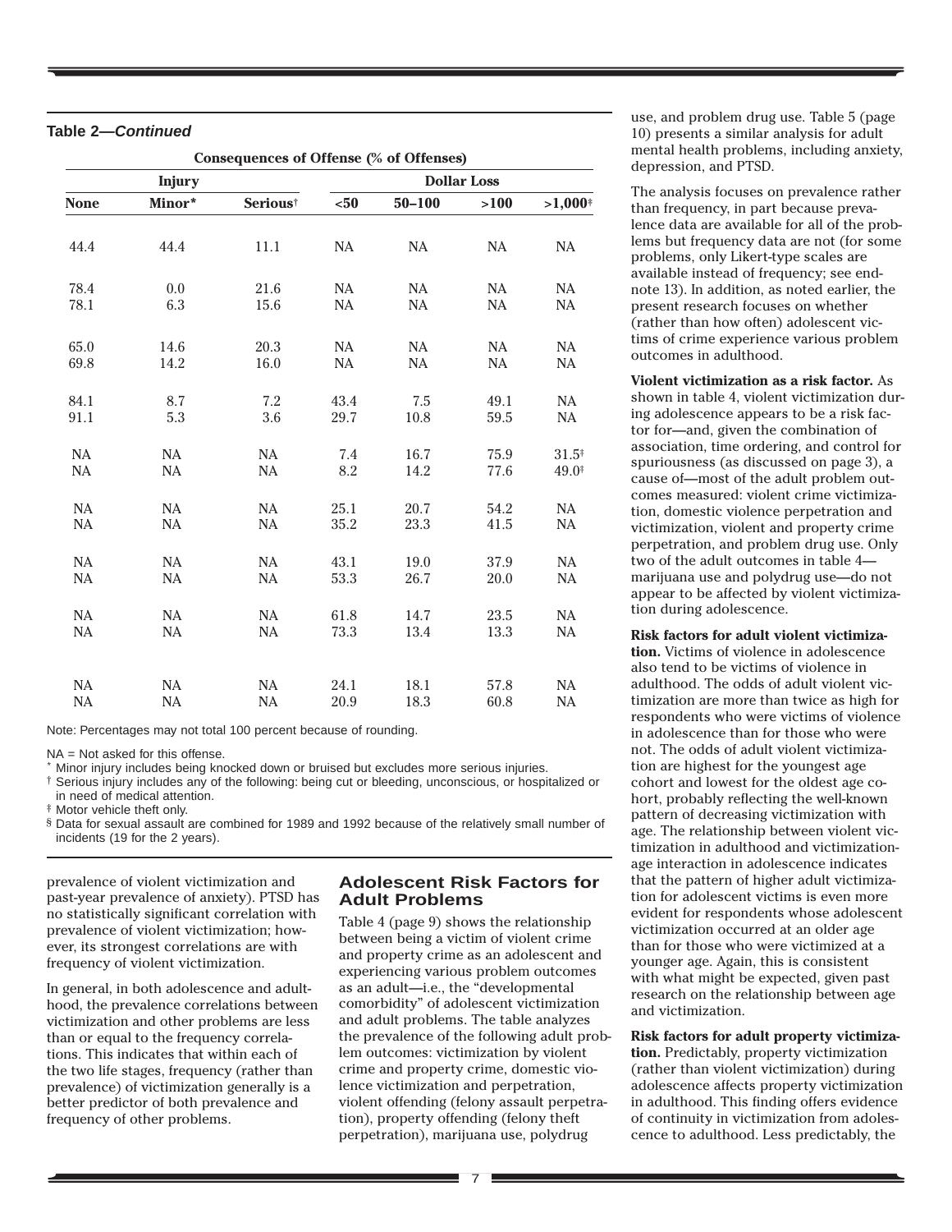**Table 2—*Continued***

| Consequences of Offense (% of Offenses) | | | | | | |
|---|---|---|---|---|---|---|
| Injury | | | Dollar Loss | | | |
| None | Minor* | Serious† | <50 | 50–100 | >100 | >1,000‡ |
| 44.4 | 44.4 | 11.1 | NA | NA | NA | NA |
| 78.4 | 0.0 | 21.6 | NA | NA | NA | NA |
| 78.1 | 6.3 | 15.6 | NA | NA | NA | NA |
| 65.0 | 14.6 | 20.3 | NA | NA | NA | NA |
| 69.8 | 14.2 | 16.0 | NA | NA | NA | NA |
| 84.1 | 8.7 | 7.2 | 43.4 | 7.5 | 49.1 | NA |
| 91.1 | 5.3 | 3.6 | 29.7 | 10.8 | 59.5 | NA |
| NA | NA | NA | 7.4 | 16.7 | 75.9 | 31.5‡ |
| NA | NA | NA | 8.2 | 14.2 | 77.6 | 49.0‡ |
| NA | NA | NA | 25.1 | 20.7 | 54.2 | NA |
| NA | NA | NA | 35.2 | 23.3 | 41.5 | NA |
| NA | NA | NA | 43.1 | 19.0 | 37.9 | NA |
| NA | NA | NA | 53.3 | 26.7 | 20.0 | NA |
| NA | NA | NA | 61.8 | 14.7 | 23.5 | NA |
| NA | NA | NA | 73.3 | 13.4 | 13.3 | NA |
| NA | NA | NA | 24.1 | 18.1 | 57.8 | NA |
| NA | NA | NA | 20.9 | 18.3 | 60.8 | NA |

Note: Percentages may not total 100 percent because of rounding.

NA = Not asked for this offense.

\* Minor injury includes being knocked down or bruised but excludes more serious injuries.

† Serious injury includes any of the following: being cut or bleeding, unconscious, or hospitalized or in need of medical attention.

‡ Motor vehicle theft only.

§ Data for sexual assault are combined for 1989 and 1992 because of the relatively small number of incidents (19 for the 2 years).

prevalence of violent victimization and past-year prevalence of anxiety). PTSD has no statistically significant correlation with prevalence of violent victimization; however, its strongest correlations are with frequency of violent victimization.

In general, in both adolescence and adulthood, the prevalence correlations between victimization and other problems are less than or equal to the frequency correlations. This indicates that within each of the two life stages, frequency (rather than prevalence) of victimization generally is a better predictor of both prevalence and frequency of other problems.

## Adolescent Risk Factors for Adult Problems

Table 4 (page 9) shows the relationship between being a victim of violent crime and property crime as an adolescent and experiencing various problem outcomes as an adult—i.e., the "developmental comorbidity" of adolescent victimization and adult problems. The table analyzes the prevalence of the following adult problem outcomes: victimization by violent crime and property crime, domestic violence victimization and perpetration, violent offending (felony assault perpetration), property offending (felony theft perpetration), marijuana use, polydrug use, and problem drug use. Table 5 (page 10) presents a similar analysis for adult mental health problems, including anxiety, depression, and PTSD.

The analysis focuses on prevalence rather than frequency, in part because prevalence data are available for all of the problems but frequency data are not (for some problems, only Likert-type scales are available instead of frequency; see endnote 13). In addition, as noted earlier, the present research focuses on whether (rather than how often) adolescent victims of crime experience various problem outcomes in adulthood.

**Violent victimization as a risk factor.** As shown in table 4, violent victimization during adolescence appears to be a risk factor for—and, given the combination of association, time ordering, and control for spuriousness (as discussed on page 3), a cause of—most of the adult problem outcomes measured: violent crime victimization, domestic violence perpetration and victimization, violent and property crime perpetration, and problem drug use. Only two of the adult outcomes in table 4—marijuana use and polydrug use—do not appear to be affected by violent victimization during adolescence.

**Risk factors for adult violent victimization.** Victims of violence in adolescence also tend to be victims of violence in adulthood. The odds of adult violent victimization are more than twice as high for respondents who were victims of violence in adolescence than for those who were not. The odds of adult violent victimization are highest for the youngest age cohort and lowest for the oldest age cohort, probably reflecting the well-known pattern of decreasing victimization with age. The relationship between violent victimization in adulthood and victimization-age interaction in adolescence indicates that the pattern of higher adult victimization for adolescent victims is even more evident for respondents whose adolescent victimization occurred at an older age than for those who were victimized at a younger age. Again, this is consistent with what might be expected, given past research on the relationship between age and victimization.

**Risk factors for adult property victimization.** Predictably, property victimization (rather than violent victimization) during adolescence affects property victimization in adulthood. This finding offers evidence of continuity in victimization from adolescence to adulthood. Less predictably, the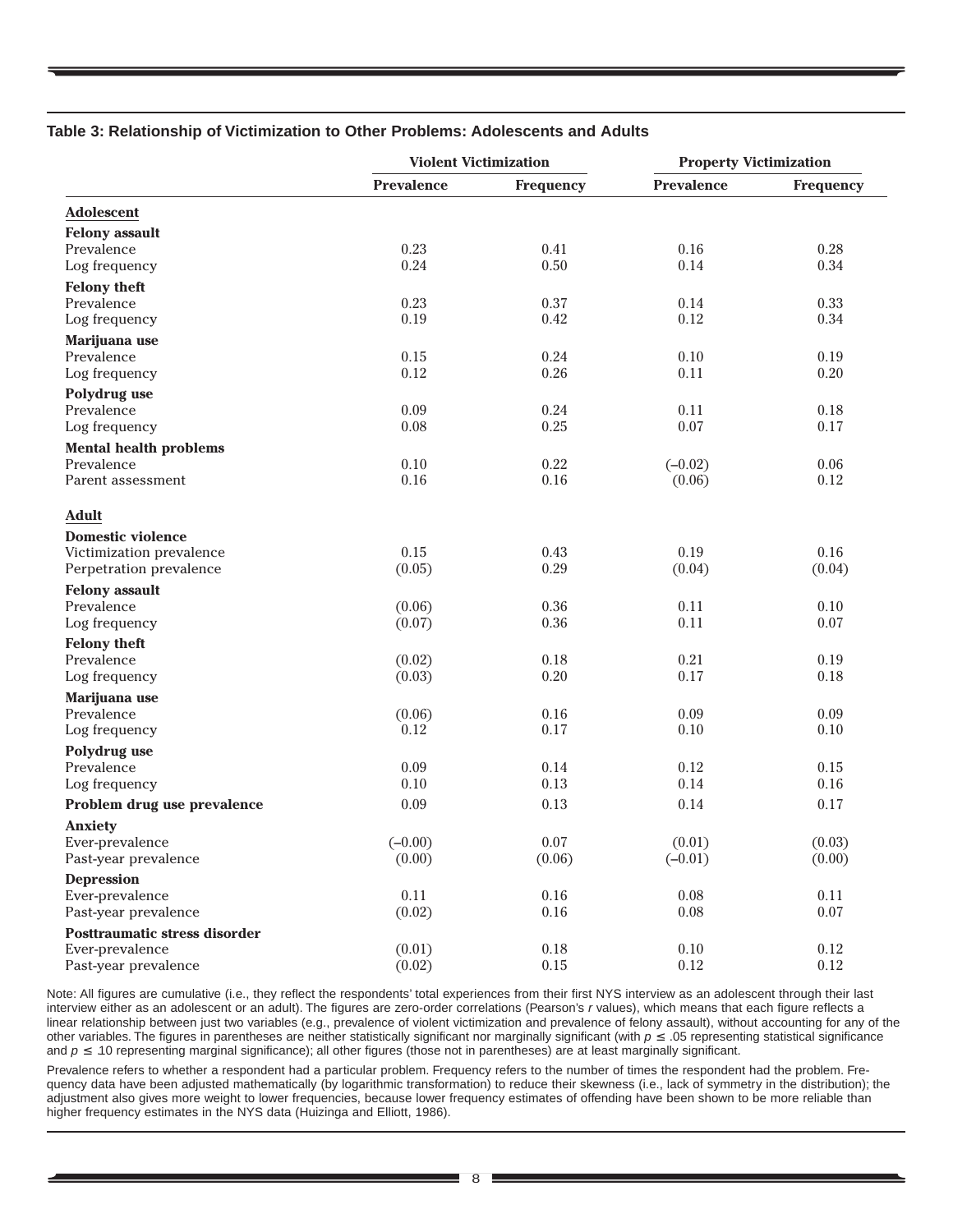**Table 3: Relationship of Victimization to Other Problems: Adolescents and Adults**

| | Violent Victimization | | Property Victimization | |
|---|---|---|---|---|
| | **Prevalence** | **Frequency** | **Prevalence** | **Frequency** |
| **Adolescent** | | | | |
| **Felony assault** | | | | |
| Prevalence | 0.23 | 0.41 | 0.16 | 0.28 |
| Log frequency | 0.24 | 0.50 | 0.14 | 0.34 |
| **Felony theft** | | | | |
| Prevalence | 0.23 | 0.37 | 0.14 | 0.33 |
| Log frequency | 0.19 | 0.42 | 0.12 | 0.34 |
| **Marijuana use** | | | | |
| Prevalence | 0.15 | 0.24 | 0.10 | 0.19 |
| Log frequency | 0.12 | 0.26 | 0.11 | 0.20 |
| **Polydrug use** | | | | |
| Prevalence | 0.09 | 0.24 | 0.11 | 0.18 |
| Log frequency | 0.08 | 0.25 | 0.07 | 0.17 |
| **Mental health problems** | | | | |
| Prevalence | 0.10 | 0.22 | (–0.02) | 0.06 |
| Parent assessment | 0.16 | 0.16 | (0.06) | 0.12 |
| **Adult** | | | | |
| **Domestic violence** | | | | |
| Victimization prevalence | 0.15 | 0.43 | 0.19 | 0.16 |
| Perpetration prevalence | (0.05) | 0.29 | (0.04) | (0.04) |
| **Felony assault** | | | | |
| Prevalence | (0.06) | 0.36 | 0.11 | 0.10 |
| Log frequency | (0.07) | 0.36 | 0.11 | 0.07 |
| **Felony theft** | | | | |
| Prevalence | (0.02) | 0.18 | 0.21 | 0.19 |
| Log frequency | (0.03) | 0.20 | 0.17 | 0.18 |
| **Marijuana use** | | | | |
| Prevalence | (0.06) | 0.16 | 0.09 | 0.09 |
| Log frequency | 0.12 | 0.17 | 0.10 | 0.10 |
| **Polydrug use** | | | | |
| Prevalence | 0.09 | 0.14 | 0.12 | 0.15 |
| Log frequency | 0.10 | 0.13 | 0.14 | 0.16 |
| **Problem drug use prevalence** | 0.09 | 0.13 | 0.14 | 0.17 |
| **Anxiety** | | | | |
| Ever-prevalence | (–0.00) | 0.07 | (0.01) | (0.03) |
| Past-year prevalence | (0.00) | (0.06) | (–0.01) | (0.00) |
| **Depression** | | | | |
| Ever-prevalence | 0.11 | 0.16 | 0.08 | 0.11 |
| Past-year prevalence | (0.02) | 0.16 | 0.08 | 0.07 |
| **Posttraumatic stress disorder** | | | | |
| Ever-prevalence | (0.01) | 0.18 | 0.10 | 0.12 |
| Past-year prevalence | (0.02) | 0.15 | 0.12 | 0.12 |

Note: All figures are cumulative (i.e., they reflect the respondents' total experiences from their first NYS interview as an adolescent through their last interview either as an adolescent or an adult). The figures are zero-order correlations (Pearson's *r* values), which means that each figure reflects a linear relationship between just two variables (e.g., prevalence of violent victimization and prevalence of felony assault), without accounting for any of the other variables. The figures in parentheses are neither statistically significant nor marginally significant (with $p \leq .05$ representing statistical significance and $p \leq .10$ representing marginal significance); all other figures (those not in parentheses) are at least marginally significant.

Prevalence refers to whether a respondent had a particular problem. Frequency refers to the number of times the respondent had the problem. Frequency data have been adjusted mathematically (by logarithmic transformation) to reduce their skewness (i.e., lack of symmetry in the distribution); the adjustment also gives more weight to lower frequencies, because lower frequency estimates of offending have been shown to be more reliable than higher frequency estimates in the NYS data (Huizinga and Elliott, 1986).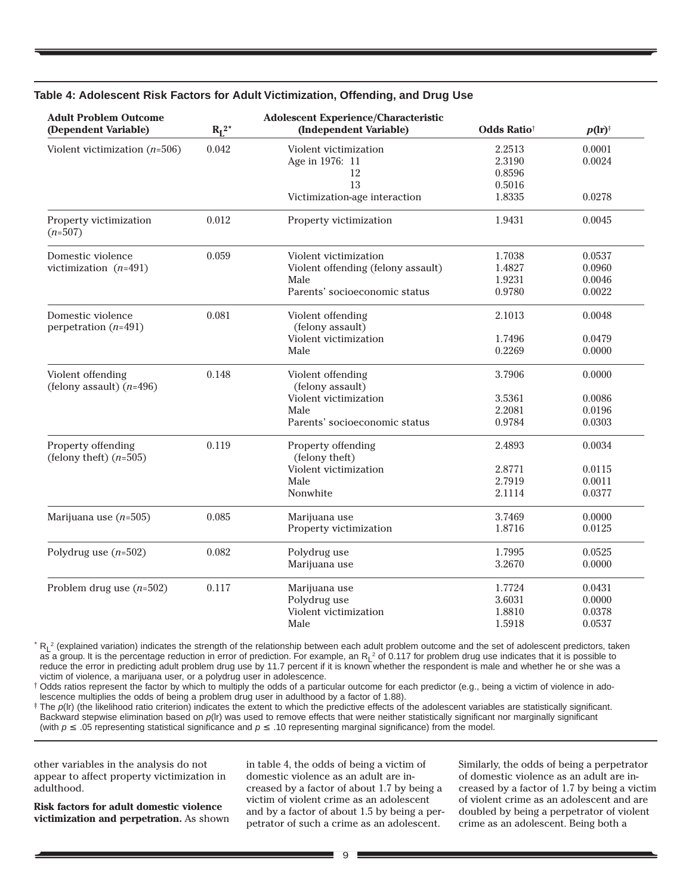**Table 4: Adolescent Risk Factors for Adult Victimization, Offending, and Drug Use**

| Adult Problem Outcome (Dependent Variable) | $R_L^2$* | Adolescent Experience/Characteristic (Independent Variable) | Odds Ratio† | $p$(lr)‡ |
|---|---|---|---|---|
| Violent victimization ($n$=506) | 0.042 | Violent victimization | 2.2513 | 0.0001 |
| | | Age in 1976: 11 | 2.3190 | 0.0024 |
| | | 12 | 0.8596 | |
| | | 13 | 0.5016 | |
| | | Victimization-age interaction | 1.8335 | 0.0278 |
| Property victimization ($n$=507) | 0.012 | Property victimization | 1.9431 | 0.0045 |
| Domestic violence victimization ($n$=491) | 0.059 | Violent victimization | 1.7038 | 0.0537 |
| | | Violent offending (felony assault) | 1.4827 | 0.0960 |
| | | Male | 1.9231 | 0.0046 |
| | | Parents' socioeconomic status | 0.9780 | 0.0022 |
| Domestic violence perpetration ($n$=491) | 0.081 | Violent offending (felony assault) | 2.1013 | 0.0048 |
| | | Violent victimization | 1.7496 | 0.0479 |
| | | Male | 0.2269 | 0.0000 |
| Violent offending (felony assault) ($n$=496) | 0.148 | Violent offending (felony assault) | 3.7906 | 0.0000 |
| | | Violent victimization | 3.5361 | 0.0086 |
| | | Male | 2.2081 | 0.0196 |
| | | Parents' socioeconomic status | 0.9784 | 0.0303 |
| Property offending (felony theft) ($n$=505) | 0.119 | Property offending (felony theft) | 2.4893 | 0.0034 |
| | | Violent victimization | 2.8771 | 0.0115 |
| | | Male | 2.7919 | 0.0011 |
| | | Nonwhite | 2.1114 | 0.0377 |
| Marijuana use ($n$=505) | 0.085 | Marijuana use | 3.7469 | 0.0000 |
| | | Property victimization | 1.8716 | 0.0125 |
| Polydrug use ($n$=502) | 0.082 | Polydrug use | 1.7995 | 0.0525 |
| | | Marijuana use | 3.2670 | 0.0000 |
| Problem drug use ($n$=502) | 0.117 | Marijuana use | 1.7724 | 0.0431 |
| | | Polydrug use | 3.6031 | 0.0000 |
| | | Violent victimization | 1.8810 | 0.0378 |
| | | Male | 1.5918 | 0.0537 |

\* $R_L^2$ (explained variation) indicates the strength of the relationship between each adult problem outcome and the set of adolescent predictors, taken as a group. It is the percentage reduction in error of prediction. For example, an $R_L^2$ of 0.117 for problem drug use indicates that it is possible to reduce the error in predicting adult problem drug use by 11.7 percent if it is known whether the respondent is male and whether he or she was a victim of violence, a marijuana user, or a polydrug user in adolescence.

† Odds ratios represent the factor by which to multiply the odds of a particular outcome for each predictor (e.g., being a victim of violence in adolescence multiplies the odds of being a problem drug user in adulthood by a factor of 1.88).

‡ The $p$(lr) (the likelihood ratio criterion) indicates the extent to which the predictive effects of the adolescent variables are statistically significant. Backward stepwise elimination based on $p$(lr) was used to remove effects that were neither statistically significant nor marginally significant (with $p \leq .05$ representing statistical significance and $p \leq .10$ representing marginal significance) from the model.

other variables in the analysis do not appear to affect property victimization in adulthood.

**Risk factors for adult domestic violence victimization and perpetration.** As shown in table 4, the odds of being a victim of domestic violence as an adult are increased by a factor of about 1.7 by being a victim of violent crime as an adolescent and by a factor of about 1.5 by being a perpetrator of such a crime as an adolescent. Similarly, the odds of being a perpetrator of domestic violence as an adult are increased by a factor of 1.7 by being a victim of violent crime as an adolescent and are doubled by being a perpetrator of violent crime as an adolescent. Being both a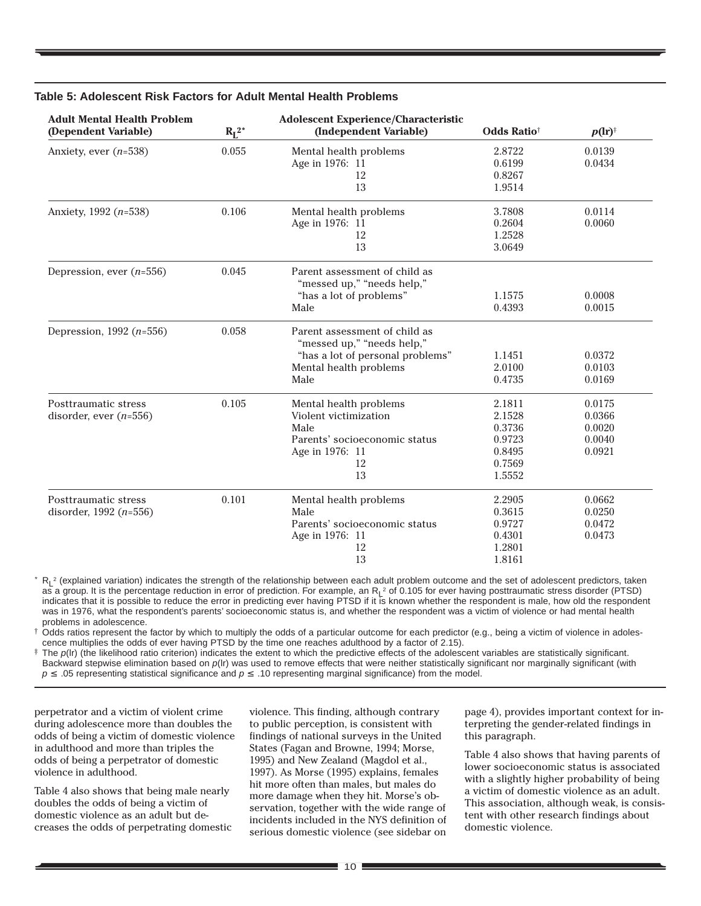**Table 5: Adolescent Risk Factors for Adult Mental Health Problems**

| Adult Mental Health Problem (Dependent Variable) | $R_L^2$* | Adolescent Experience/Characteristic (Independent Variable) | Odds Ratio† | $p$(lr)‡ |
|---|---|---|---|---|
| Anxiety, ever ($n$=538) | 0.055 | Mental health problems | 2.8722 | 0.0139 |
| | | Age in 1976: 11 | 0.6199 | 0.0434 |
| | | 12 | 0.8267 | |
| | | 13 | 1.9514 | |
| Anxiety, 1992 ($n$=538) | 0.106 | Mental health problems | 3.7808 | 0.0114 |
| | | Age in 1976: 11 | 0.2604 | 0.0060 |
| | | 12 | 1.2528 | |
| | | 13 | 3.0649 | |
| Depression, ever ($n$=556) | 0.045 | Parent assessment of child as "messed up," "needs help," "has a lot of problems" | 1.1575 | 0.0008 |
| | | Male | 0.4393 | 0.0015 |
| Depression, 1992 ($n$=556) | 0.058 | Parent assessment of child as "messed up," "needs help," "has a lot of personal problems" | 1.1451 | 0.0372 |
| | | Mental health problems | 2.0100 | 0.0103 |
| | | Male | 0.4735 | 0.0169 |
| Posttraumatic stress disorder, ever ($n$=556) | 0.105 | Mental health problems | 2.1811 | 0.0175 |
| | | Violent victimization | 2.1528 | 0.0366 |
| | | Male | 0.3736 | 0.0020 |
| | | Parents' socioeconomic status | 0.9723 | 0.0040 |
| | | Age in 1976: 11 | 0.8495 | 0.0921 |
| | | 12 | 0.7569 | |
| | | 13 | 1.5552 | |
| Posttraumatic stress disorder, 1992 ($n$=556) | 0.101 | Mental health problems | 2.2905 | 0.0662 |
| | | Male | 0.3615 | 0.0250 |
| | | Parents' socioeconomic status | 0.9727 | 0.0472 |
| | | Age in 1976: 11 | 0.4301 | 0.0473 |
| | | 12 | 1.2801 | |
| | | 13 | 1.8161 | |

\* $R_L^2$ (explained variation) indicates the strength of the relationship between each adult problem outcome and the set of adolescent predictors, taken as a group. It is the percentage reduction in error of prediction. For example, an $R_L^2$ of 0.105 for ever having posttraumatic stress disorder (PTSD) indicates that it is possible to reduce the error in predicting ever having PTSD if it is known whether the respondent is male, how old the respondent was in 1976, what the respondent's parents' socioeconomic status is, and whether the respondent was a victim of violence or had mental health problems in adolescence.

† Odds ratios represent the factor by which to multiply the odds of a particular outcome for each predictor (e.g., being a victim of violence in adolescence multiplies the odds of ever having PTSD by the time one reaches adulthood by a factor of 2.15).

‡ The $p$(lr) (the likelihood ratio criterion) indicates the extent to which the predictive effects of the adolescent variables are statistically significant. Backward stepwise elimination based on $p$(lr) was used to remove effects that were neither statistically significant nor marginally significant (with $p \leq .05$ representing statistical significance and $p \leq .10$ representing marginal significance) from the model.

perpetrator and a victim of violent crime during adolescence more than doubles the odds of being a victim of domestic violence in adulthood and more than triples the odds of being a perpetrator of domestic violence in adulthood.

Table 4 also shows that being male nearly doubles the odds of being a victim of domestic violence as an adult but decreases the odds of perpetrating domestic violence. This finding, although contrary to public perception, is consistent with findings of national surveys in the United States (Fagan and Browne, 1994; Morse, 1995) and New Zealand (Magdol et al., 1997). As Morse (1995) explains, females hit more often than males, but males do more damage when they hit. Morse's observation, together with the wide range of incidents included in the NYS definition of serious domestic violence (see sidebar on page 4), provides important context for interpreting the gender-related findings in this paragraph.

Table 4 also shows that having parents of lower socioeconomic status is associated with a slightly higher probability of being a victim of domestic violence as an adult. This association, although weak, is consistent with other research findings about domestic violence.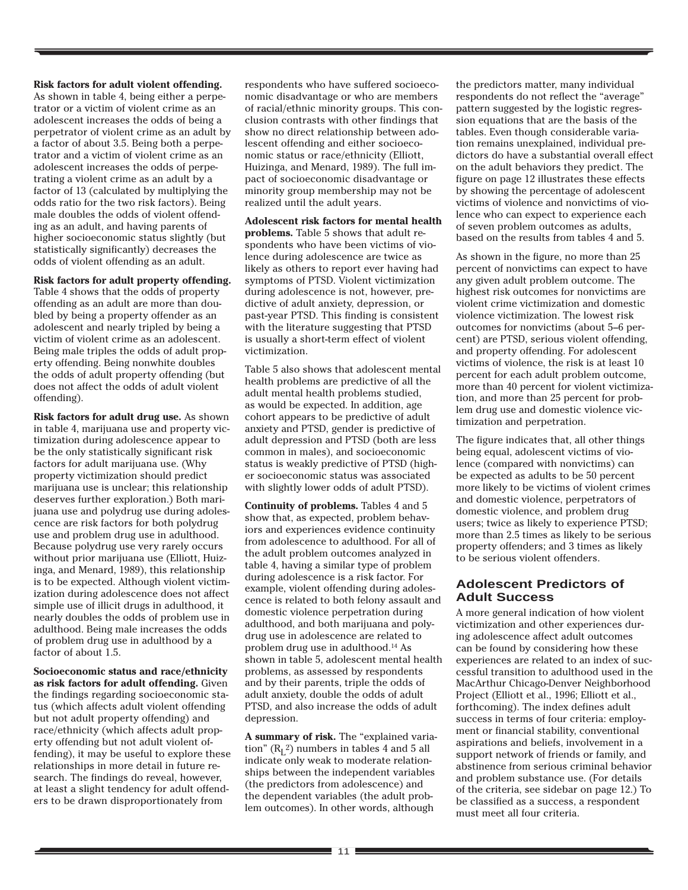**Risk factors for adult violent offending.** As shown in table 4, being either a perpetrator or a victim of violent crime as an adolescent increases the odds of being a perpetrator of violent crime as an adult by a factor of about 3.5. Being both a perpetrator and a victim of violent crime as an adolescent increases the odds of perpetrating a violent crime as an adult by a factor of 13 (calculated by multiplying the odds ratio for the two risk factors). Being male doubles the odds of violent offending as an adult, and having parents of higher socioeconomic status slightly (but statistically significantly) decreases the odds of violent offending as an adult.

**Risk factors for adult property offending.** Table 4 shows that the odds of property offending as an adult are more than doubled by being a property offender as an adolescent and nearly tripled by being a victim of violent crime as an adolescent. Being male triples the odds of adult property offending. Being nonwhite doubles the odds of adult property offending (but does not affect the odds of adult violent offending).

**Risk factors for adult drug use.** As shown in table 4, marijuana use and property victimization during adolescence appear to be the only statistically significant risk factors for adult marijuana use. (Why property victimization should predict marijuana use is unclear; this relationship deserves further exploration.) Both marijuana use and polydrug use during adolescence are risk factors for both polydrug use and problem drug use in adulthood. Because polydrug use very rarely occurs without prior marijuana use (Elliott, Huizinga, and Menard, 1989), this relationship is to be expected. Although violent victimization during adolescence does not affect simple use of illicit drugs in adulthood, it nearly doubles the odds of problem use in adulthood. Being male increases the odds of problem drug use in adulthood by a factor of about 1.5.

**Socioeconomic status and race/ethnicity as risk factors for adult offending.** Given the findings regarding socioeconomic status (which affects adult violent offending but not adult property offending) and race/ethnicity (which affects adult property offending but not adult violent offending), it may be useful to explore these relationships in more detail in future research. The findings do reveal, however, at least a slight tendency for adult offenders to be drawn disproportionately from respondents who have suffered socioeconomic disadvantage or who are members of racial/ethnic minority groups. This conclusion contrasts with other findings that show no direct relationship between adolescent offending and either socioeconomic status or race/ethnicity (Elliott, Huizinga, and Menard, 1989). The full impact of socioeconomic disadvantage or minority group membership may not be realized until the adult years.

**Adolescent risk factors for mental health problems.** Table 5 shows that adult respondents who have been victims of violence during adolescence are twice as likely as others to report ever having had symptoms of PTSD. Violent victimization during adolescence is not, however, predictive of adult anxiety, depression, or past-year PTSD. This finding is consistent with the literature suggesting that PTSD is usually a short-term effect of violent victimization.

Table 5 also shows that adolescent mental health problems are predictive of all the adult mental health problems studied, as would be expected. In addition, age cohort appears to be predictive of adult anxiety and PTSD, gender is predictive of adult depression and PTSD (both are less common in males), and socioeconomic status is weakly predictive of PTSD (higher socioeconomic status was associated with slightly lower odds of adult PTSD).

**Continuity of problems.** Tables 4 and 5 show that, as expected, problem behaviors and experiences evidence continuity from adolescence to adulthood. For all of the adult problem outcomes analyzed in table 4, having a similar type of problem during adolescence is a risk factor. For example, violent offending during adolescence is related to both felony assault and domestic violence perpetration during adulthood, and both marijuana and polydrug use in adolescence are related to problem drug use in adulthood.[14] As shown in table 5, adolescent mental health problems, as assessed by respondents and by their parents, triple the odds of adult anxiety, double the odds of adult PTSD, and also increase the odds of adult depression.

**A summary of risk.** The "explained variation" ($R_L^2$) numbers in tables 4 and 5 all indicate only weak to moderate relationships between the independent variables (the predictors from adolescence) and the dependent variables (the adult problem outcomes). In other words, although the predictors matter, many individual respondents do not reflect the "average" pattern suggested by the logistic regression equations that are the basis of the tables. Even though considerable variation remains unexplained, individual predictors do have a substantial overall effect on the adult behaviors they predict. The figure on page 12 illustrates these effects by showing the percentage of adolescent victims of violence and nonvictims of violence who can expect to experience each of seven problem outcomes as adults, based on the results from tables 4 and 5.

As shown in the figure, no more than 25 percent of nonvictims can expect to have any given adult problem outcome. The highest risk outcomes for nonvictims are violent crime victimization and domestic violence victimization. The lowest risk outcomes for nonvictims (about 5–6 percent) are PTSD, serious violent offending, and property offending. For adolescent victims of violence, the risk is at least 10 percent for each adult problem outcome, more than 40 percent for violent victimization, and more than 25 percent for problem drug use and domestic violence victimization and perpetration.

The figure indicates that, all other things being equal, adolescent victims of violence (compared with nonvictims) can be expected as adults to be 50 percent more likely to be victims of violent crimes and domestic violence, perpetrators of domestic violence, and problem drug users; twice as likely to experience PTSD; more than 2.5 times as likely to be serious property offenders; and 3 times as likely to be serious violent offenders.

## Adolescent Predictors of Adult Success

A more general indication of how violent victimization and other experiences during adolescence affect adult outcomes can be found by considering how these experiences are related to an index of successful transition to adulthood used in the MacArthur Chicago-Denver Neighborhood Project (Elliott et al., 1996; Elliott et al., forthcoming). The index defines adult success in terms of four criteria: employment or financial stability, conventional aspirations and beliefs, involvement in a support network of friends or family, and abstinence from serious criminal behavior and problem substance use. (For details of the criteria, see sidebar on page 12.) To be classified as a success, a respondent must meet all four criteria.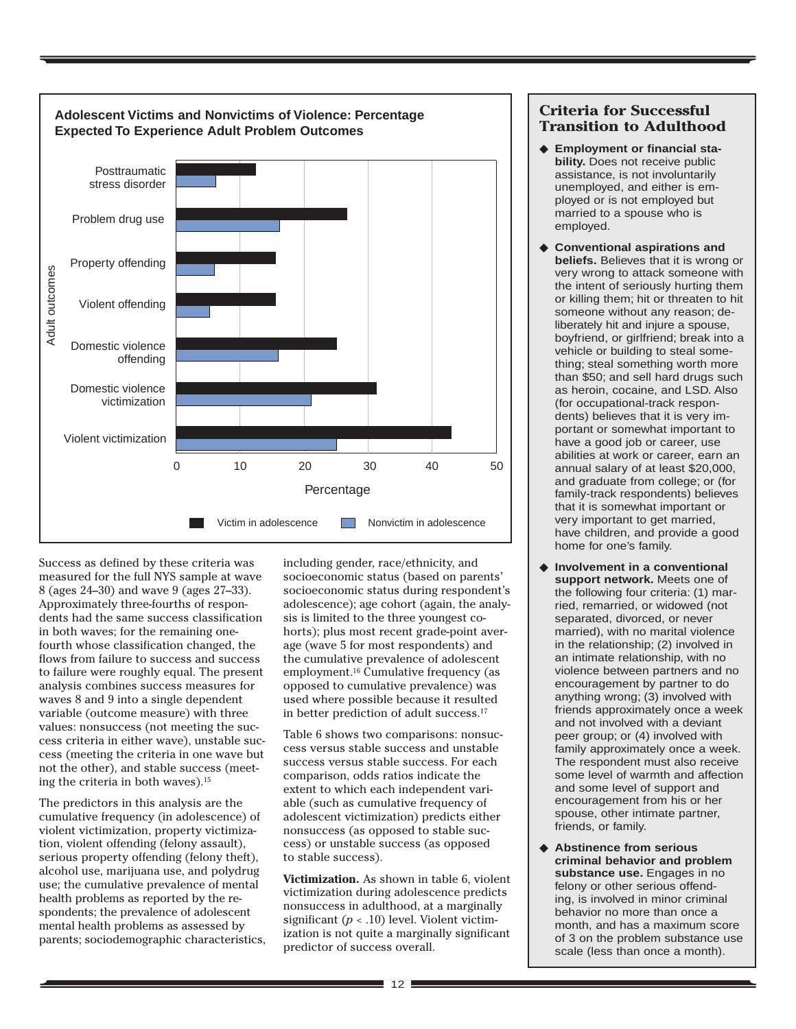### Adolescent Victims and Nonvictims of Violence: Percentage Expected To Experience Adult Problem Outcomes

Success as defined by these criteria was measured for the full NYS sample at wave 8 (ages 24–30) and wave 9 (ages 27–33). Approximately three-fourths of respondents had the same success classification in both waves; for the remaining one-fourth whose classification changed, the flows from failure to success and success to failure were roughly equal. The present analysis combines success measures for waves 8 and 9 into a single dependent variable (outcome measure) with three values: nonsuccess (not meeting the success criteria in either wave), unstable success (meeting the criteria in one wave but not the other), and stable success (meeting the criteria in both waves).[15]

The predictors in this analysis are the cumulative frequency (in adolescence) of violent victimization, property victimization, violent offending (felony assault), serious property offending (felony theft), alcohol use, marijuana use, and polydrug use; the cumulative prevalence of mental health problems as reported by the respondents; the prevalence of adolescent mental health problems as assessed by parents; sociodemographic characteristics, including gender, race/ethnicity, and socioeconomic status (based on parents' socioeconomic status during respondent's adolescence); age cohort (again, the analysis is limited to the three youngest cohorts); plus most recent grade-point average (wave 5 for most respondents) and the cumulative prevalence of adolescent employment.[16] Cumulative frequency (as opposed to cumulative prevalence) was used where possible because it resulted in better prediction of adult success.[17]

Table 6 shows two comparisons: nonsuccess versus stable success and unstable success versus stable success. For each comparison, odds ratios indicate the extent to which each independent variable (such as cumulative frequency of adolescent victimization) predicts either nonsuccess (as opposed to stable success) or unstable success (as opposed to stable success).

**Victimization.** As shown in table 6, violent victimization during adolescence predicts nonsuccess in adulthood, at a marginally significant ($p < .10$) level. Violent victimization is not quite a marginally significant predictor of success overall.

## Criteria for Successful Transition to Adulthood

- **Employment or financial stability.** Does not receive public assistance, is not involuntarily unemployed, and either is employed or is not employed but married to a spouse who is employed.
- **Conventional aspirations and beliefs.** Believes that it is wrong or very wrong to attack someone with the intent of seriously hurting them or killing them; hit or threaten to hit someone without any reason; deliberately hit and injure a spouse, boyfriend, or girlfriend; break into a vehicle or building to steal something; steal something worth more than $50; and sell hard drugs such as heroin, cocaine, and LSD. Also (for occupational-track respondents) believes that it is very important or somewhat important to have a good job or career, use abilities at work or career, earn an annual salary of at least $20,000, and graduate from college; or (for family-track respondents) believes that it is somewhat important or very important to get married, have children, and provide a good home for one's family.
- **Involvement in a conventional support network.** Meets one of the following four criteria: (1) married, remarried, or widowed (not separated, divorced, or never married), with no marital violence in the relationship; (2) involved in an intimate relationship, with no violence between partners and no encouragement by partner to do anything wrong; (3) involved with friends approximately once a week and not involved with a deviant peer group; or (4) involved with family approximately once a week. The respondent must also receive some level of warmth and affection and some level of support and encouragement from his or her spouse, other intimate partner, friends, or family.
- **Abstinence from serious criminal behavior and problem substance use.** Engages in no felony or other serious offending, is involved in minor criminal behavior no more than once a month, and has a maximum score of 3 on the problem substance use scale (less than once a month).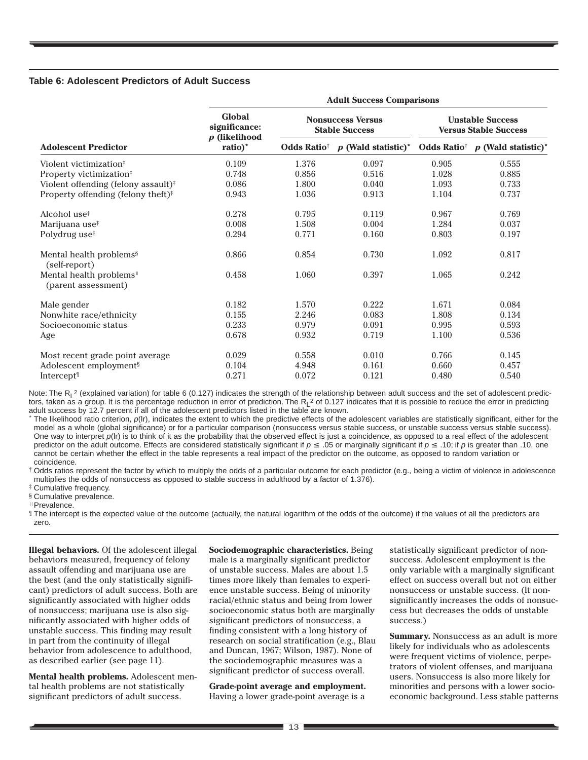**Table 6: Adolescent Predictors of Adult Success**

| Adolescent Predictor | Global significance: $p$ (likelihood ratio)* | Adult Success Comparisons | | | |
|---|---|---|---|---|---|
| | | Nonsuccess Versus Stable Success | | Unstable Success Versus Stable Success | |
| | | Odds Ratio† | $p$ (Wald statistic)* | Odds Ratio† | $p$ (Wald statistic)* |
| Violent victimization‡ | 0.109 | 1.376 | 0.097 | 0.905 | 0.555 |
| Property victimization‡ | 0.748 | 0.856 | 0.516 | 1.028 | 0.885 |
| Violent offending (felony assault)‡ | 0.086 | 1.800 | 0.040 | 1.093 | 0.733 |
| Property offending (felony theft)‡ | 0.943 | 1.036 | 0.913 | 1.104 | 0.737 |
| Alcohol use‡ | 0.278 | 0.795 | 0.119 | 0.967 | 0.769 |
| Marijuana use‡ | 0.008 | 1.508 | 0.004 | 1.284 | 0.037 |
| Polydrug use‡ | 0.294 | 0.771 | 0.160 | 0.803 | 0.197 |
| Mental health problems§ (self-report) | 0.866 | 0.854 | 0.730 | 1.092 | 0.817 |
| Mental health problems‖ (parent assessment) | 0.458 | 1.060 | 0.397 | 1.065 | 0.242 |
| Male gender | 0.182 | 1.570 | 0.222 | 1.671 | 0.084 |
| Nonwhite race/ethnicity | 0.155 | 2.246 | 0.083 | 1.808 | 0.134 |
| Socioeconomic status | 0.233 | 0.979 | 0.091 | 0.995 | 0.593 |
| Age | 0.678 | 0.932 | 0.719 | 1.100 | 0.536 |
| Most recent grade point average | 0.029 | 0.558 | 0.010 | 0.766 | 0.145 |
| Adolescent employment§ | 0.104 | 4.948 | 0.161 | 0.660 | 0.457 |
| Intercept¶ | 0.271 | 0.072 | 0.121 | 0.480 | 0.540 |

Note: The $R_L^2$ (explained variation) for table 6 (0.127) indicates the strength of the relationship between adult success and the set of adolescent predictors, taken as a group. It is the percentage reduction in error of prediction. The $R_L^2$ of 0.127 indicates that it is possible to reduce the error in predicting adult success by 12.7 percent if all of the adolescent predictors listed in the table are known.

\* The likelihood ratio criterion, $p$(lr), indicates the extent to which the predictive effects of the adolescent variables are statistically significant, either for the model as a whole (global significance) or for a particular comparison (nonsuccess versus stable success, or unstable success versus stable success). One way to interpret $p$(lr) is to think of it as the probability that the observed effect is just a coincidence, as opposed to a real effect of the adolescent predictor on the adult outcome. Effects are considered statistically significant if $p \leq .05$ or marginally significant if $p \leq .10$; if $p$ is greater than .10, one cannot be certain whether the effect in the table represents a real impact of the predictor on the outcome, as opposed to random variation or coincidence.

† Odds ratios represent the factor by which to multiply the odds of a particular outcome for each predictor (e.g., being a victim of violence in adolescence multiplies the odds of nonsuccess as opposed to stable success in adulthood by a factor of 1.376).

‡ Cumulative frequency.

§ Cumulative prevalence.

‖ Prevalence.

¶ The intercept is the expected value of the outcome (actually, the natural logarithm of the odds of the outcome) if the values of all the predictors are zero.

**Illegal behaviors.** Of the adolescent illegal behaviors measured, frequency of felony assault offending and marijuana use are the best (and the only statistically significant) predictors of adult success. Both are significantly associated with higher odds of nonsuccess; marijuana use is also significantly associated with higher odds of unstable success. This finding may result in part from the continuity of illegal behavior from adolescence to adulthood, as described earlier (see page 11).

**Mental health problems.** Adolescent mental health problems are not statistically significant predictors of adult success.

**Sociodemographic characteristics.** Being male is a marginally significant predictor of unstable success. Males are about 1.5 times more likely than females to experience unstable success. Being of minority racial/ethnic status and being from lower socioeconomic status both are marginally significant predictors of nonsuccess, a finding consistent with a long history of research on social stratification (e.g., Blau and Duncan, 1967; Wilson, 1987). None of the sociodemographic measures was a significant predictor of success overall.

**Grade-point average and employment.** Having a lower grade-point average is a statistically significant predictor of nonsuccess. Adolescent employment is the only variable with a marginally significant effect on success overall but not on either nonsuccess or unstable success. (It nonsignificantly increases the odds of nonsuccess but decreases the odds of unstable success.)

**Summary.** Nonsuccess as an adult is more likely for individuals who as adolescents were frequent victims of violence, perpetrators of violent offenses, and marijuana users. Nonsuccess is also more likely for minorities and persons with a lower socioeconomic background. Less stable patterns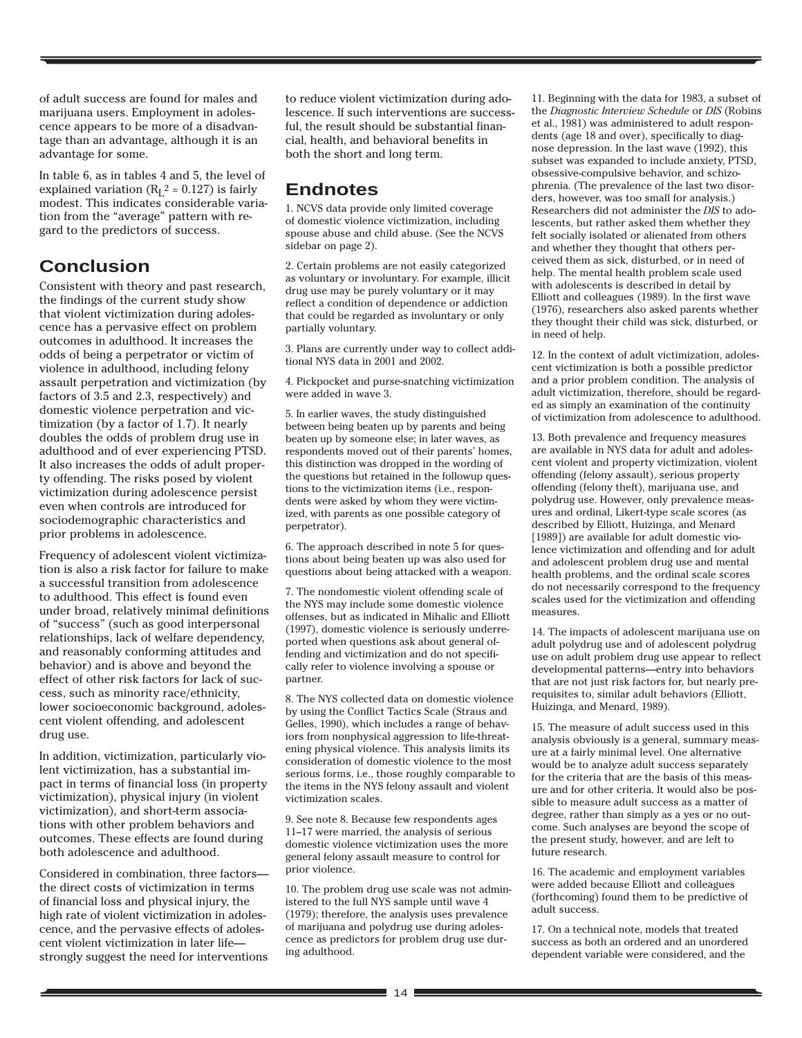of adult success are found for males and marijuana users. Employment in adolescence appears to be more of a disadvantage than an advantage, although it is an advantage for some.

In table 6, as in tables 4 and 5, the level of explained variation ($R_L^2 = 0.127$) is fairly modest. This indicates considerable variation from the "average" pattern with regard to the predictors of success.

## Conclusion

Consistent with theory and past research, the findings of the current study show that violent victimization during adolescence has a pervasive effect on problem outcomes in adulthood. It increases the odds of being a perpetrator or victim of violence in adulthood, including felony assault perpetration and victimization (by factors of 3.5 and 2.3, respectively) and domestic violence perpetration and victimization (by a factor of 1.7). It nearly doubles the odds of problem drug use in adulthood and of ever experiencing PTSD. It also increases the odds of adult property offending. The risks posed by violent victimization during adolescence persist even when controls are introduced for sociodemographic characteristics and prior problems in adolescence.

Frequency of adolescent violent victimization is also a risk factor for failure to make a successful transition from adolescence to adulthood. This effect is found even under broad, relatively minimal definitions of "success" (such as good interpersonal relationships, lack of welfare dependency, and reasonably conforming attitudes and behavior) and is above and beyond the effect of other risk factors for lack of success, such as minority race/ethnicity, lower socioeconomic background, adolescent violent offending, and adolescent drug use.

In addition, victimization, particularly violent victimization, has a substantial impact in terms of financial loss (in property victimization), physical injury (in violent victimization), and short-term associations with other problem behaviors and outcomes. These effects are found during both adolescence and adulthood.

Considered in combination, three factors—the direct costs of victimization in terms of financial loss and physical injury, the high rate of violent victimization in adolescence, and the pervasive effects of adolescent violent victimization in later life—strongly suggest the need for interventions to reduce violent victimization during adolescence. If such interventions are successful, the result should be substantial financial, health, and behavioral benefits in both the short and long term.

## Endnotes

1. NCVS data provide only limited coverage of domestic violence victimization, including spouse abuse and child abuse. (See the NCVS sidebar on page 2).

2. Certain problems are not easily categorized as voluntary or involuntary. For example, illicit drug use may be purely voluntary or it may reflect a condition of dependence or addiction that could be regarded as involuntary or only partially voluntary.

3. Plans are currently under way to collect additional NYS data in 2001 and 2002.

4. Pickpocket and purse-snatching victimization were added in wave 3.

5. In earlier waves, the study distinguished between being beaten up by parents and being beaten up by someone else; in later waves, as respondents moved out of their parents' homes, this distinction was dropped in the wording of the questions but retained in the followup questions to the victimization items (i.e., respondents were asked by whom they were victimized, with parents as one possible category of perpetrator).

6. The approach described in note 5 for questions about being beaten up was also used for questions about being attacked with a weapon.

7. The nondomestic violent offending scale of the NYS may include some domestic violence offenses, but as indicated in Mihalic and Elliott (1997), domestic violence is seriously underreported when questions ask about general offending and victimization and do not specifically refer to violence involving a spouse or partner.

8. The NYS collected data on domestic violence by using the Conflict Tactics Scale (Straus and Gelles, 1990), which includes a range of behaviors from nonphysical aggression to life-threatening physical violence. This analysis limits its consideration of domestic violence to the most serious forms, i.e., those roughly comparable to the items in the NYS felony assault and violent victimization scales.

9. See note 8. Because few respondents ages 11–17 were married, the analysis of serious domestic violence victimization uses the more general felony assault measure to control for prior violence.

10. The problem drug use scale was not administered to the full NYS sample until wave 4 (1979); therefore, the analysis uses prevalence of marijuana and polydrug use during adolescence as predictors for problem drug use during adulthood.

11. Beginning with the data for 1983, a subset of the *Diagnostic Interview Schedule* or *DIS* (Robins et al., 1981) was administered to adult respondents (age 18 and over), specifically to diagnose depression. In the last wave (1992), this subset was expanded to include anxiety, PTSD, obsessive-compulsive behavior, and schizophrenia. (The prevalence of the last two disorders, however, was too small for analysis.) Researchers did not administer the *DIS* to adolescents, but rather asked them whether they felt socially isolated or alienated from others and whether they thought that others perceived them as sick, disturbed, or in need of help. The mental health problem scale used with adolescents is described in detail by Elliott and colleagues (1989). In the first wave (1976), researchers also asked parents whether they thought their child was sick, disturbed, or in need of help.

12. In the context of adult victimization, adolescent victimization is both a possible predictor and a prior problem condition. The analysis of adult victimization, therefore, should be regarded as simply an examination of the continuity of victimization from adolescence to adulthood.

13. Both prevalence and frequency measures are available in NYS data for adult and adolescent violent and property victimization, violent offending (felony assault), serious property offending (felony theft), marijuana use, and polydrug use. However, only prevalence measures and ordinal, Likert-type scale scores (as described by Elliott, Huizinga, and Menard [1989]) are available for adult domestic violence victimization and offending and for adult and adolescent problem drug use and mental health problems, and the ordinal scale scores do not necessarily correspond to the frequency scales used for the victimization and offending measures.

14. The impacts of adolescent marijuana use on adult polydrug use and of adolescent polydrug use on adult problem drug use appear to reflect developmental patterns—entry into behaviors that are not just risk factors for, but nearly prerequisites to, similar adult behaviors (Elliott, Huizinga, and Menard, 1989).

15. The measure of adult success used in this analysis obviously is a general, summary measure at a fairly minimal level. One alternative would be to analyze adult success separately for the criteria that are the basis of this measure and for other criteria. It would also be possible to measure adult success as a matter of degree, rather than simply as a yes or no outcome. Such analyses are beyond the scope of the present study, however, and are left to future research.

16. The academic and employment variables were added because Elliott and colleagues (forthcoming) found them to be predictive of adult success.

17. On a technical note, models that treated success as both an ordered and an unordered dependent variable were considered, and the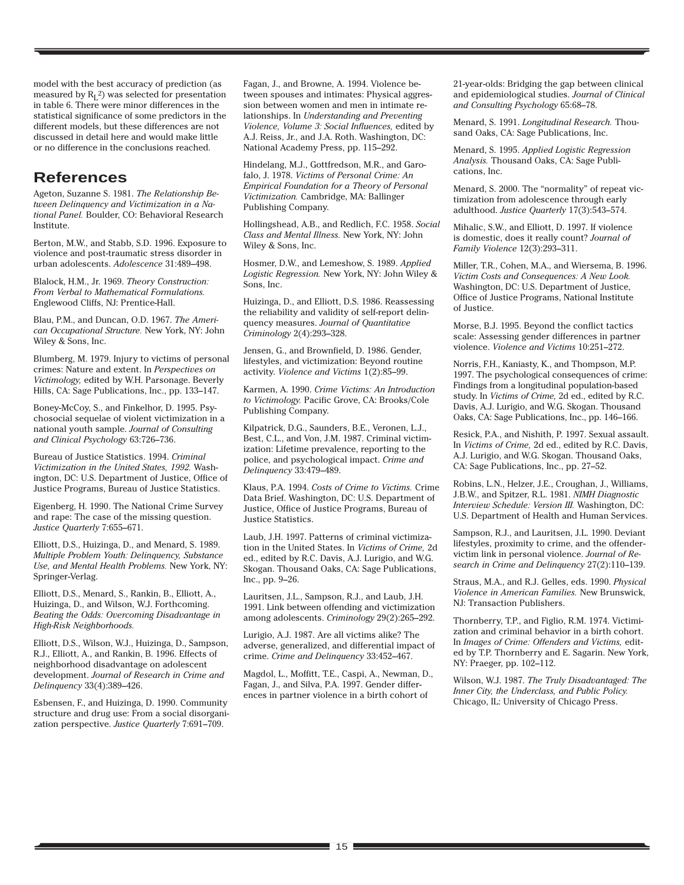model with the best accuracy of prediction (as measured by $R_L^2$) was selected for presentation in table 6. There were minor differences in the statistical significance of some predictors in the different models, but these differences are not discussed in detail here and would make little or no difference in the conclusions reached.

## References

Ageton, Suzanne S. 1981. *The Relationship Between Delinquency and Victimization in a National Panel.* Boulder, CO: Behavioral Research Institute.

Berton, M.W., and Stabb, S.D. 1996. Exposure to violence and post-traumatic stress disorder in urban adolescents. *Adolescence* 31:489–498.

Blalock, H.M., Jr. 1969. *Theory Construction: From Verbal to Mathematical Formulations.* Englewood Cliffs, NJ: Prentice-Hall.

Blau, P.M., and Duncan, O.D. 1967. *The American Occupational Structure.* New York, NY: John Wiley & Sons, Inc.

Blumberg, M. 1979. Injury to victims of personal crimes: Nature and extent. In *Perspectives on Victimology,* edited by W.H. Parsonage. Beverly Hills, CA: Sage Publications, Inc., pp. 133–147.

Boney-McCoy, S., and Finkelhor, D. 1995. Psychosocial sequelae of violent victimization in a national youth sample. *Journal of Consulting and Clinical Psychology* 63:726–736.

Bureau of Justice Statistics. 1994. *Criminal Victimization in the United States, 1992.* Washington, DC: U.S. Department of Justice, Office of Justice Programs, Bureau of Justice Statistics.

Eigenberg, H. 1990. The National Crime Survey and rape: The case of the missing question. *Justice Quarterly* 7:655–671.

Elliott, D.S., Huizinga, D., and Menard, S. 1989. *Multiple Problem Youth: Delinquency, Substance Use, and Mental Health Problems.* New York, NY: Springer-Verlag.

Elliott, D.S., Menard, S., Rankin, B., Elliott, A., Huizinga, D., and Wilson, W.J. Forthcoming. *Beating the Odds: Overcoming Disadvantage in High-Risk Neighborhoods.*

Elliott, D.S., Wilson, W.J., Huizinga, D., Sampson, R.J., Elliott, A., and Rankin, B. 1996. Effects of neighborhood disadvantage on adolescent development. *Journal of Research in Crime and Delinquency* 33(4):389–426.

Esbensen, F., and Huizinga, D. 1990. Community structure and drug use: From a social disorganization perspective. *Justice Quarterly* 7:691–709.

Fagan, J., and Browne, A. 1994. Violence between spouses and intimates: Physical aggression between women and men in intimate relationships. In *Understanding and Preventing Violence, Volume 3: Social Influences,* edited by A.J. Reiss, Jr., and J.A. Roth. Washington, DC: National Academy Press, pp. 115–292.

Hindelang, M.J., Gottfredson, M.R., and Garofalo, J. 1978. *Victims of Personal Crime: An Empirical Foundation for a Theory of Personal Victimization.* Cambridge, MA: Ballinger Publishing Company.

Hollingshead, A.B., and Redlich, F.C. 1958. *Social Class and Mental Illness.* New York, NY: John Wiley & Sons, Inc.

Hosmer, D.W., and Lemeshow, S. 1989. *Applied Logistic Regression.* New York, NY: John Wiley & Sons, Inc.

Huizinga, D., and Elliott, D.S. 1986. Reassessing the reliability and validity of self-report delinquency measures. *Journal of Quantitative Criminology* 2(4):293–328.

Jensen, G., and Brownfield, D. 1986. Gender, lifestyles, and victimization: Beyond routine activity. *Violence and Victims* 1(2):85–99.

Karmen, A. 1990. *Crime Victims: An Introduction to Victimology.* Pacific Grove, CA: Brooks/Cole Publishing Company.

Kilpatrick, D.G., Saunders, B.E., Veronen, L.J., Best, C.L., and Von, J.M. 1987. Criminal victimization: Lifetime prevalence, reporting to the police, and psychological impact. *Crime and Delinquency* 33:479–489.

Klaus, P.A. 1994. *Costs of Crime to Victims.* Crime Data Brief. Washington, DC: U.S. Department of Justice, Office of Justice Programs, Bureau of Justice Statistics.

Laub, J.H. 1997. Patterns of criminal victimization in the United States. In *Victims of Crime,* 2d ed., edited by R.C. Davis, A.J. Lurigio, and W.G. Skogan. Thousand Oaks, CA: Sage Publications, Inc., pp. 9–26.

Lauritsen, J.L., Sampson, R.J., and Laub, J.H. 1991. Link between offending and victimization among adolescents. *Criminology* 29(2):265–292.

Lurigio, A.J. 1987. Are all victims alike? The adverse, generalized, and differential impact of crime. *Crime and Delinquency* 33:452–467.

Magdol, L., Moffitt, T.E., Caspi, A., Newman, D., Fagan, J., and Silva, P.A. 1997. Gender differences in partner violence in a birth cohort of 21-year-olds: Bridging the gap between clinical and epidemiological studies. *Journal of Clinical and Consulting Psychology* 65:68–78.

Menard, S. 1991. *Longitudinal Research.* Thousand Oaks, CA: Sage Publications, Inc.

Menard, S. 1995. *Applied Logistic Regression Analysis.* Thousand Oaks, CA: Sage Publications, Inc.

Menard, S. 2000. The "normality" of repeat victimization from adolescence through early adulthood. *Justice Quarterly* 17(3):543–574.

Mihalic, S.W., and Elliott, D. 1997. If violence is domestic, does it really count? *Journal of Family Violence* 12(3):293–311.

Miller, T.R., Cohen, M.A., and Wiersema, B. 1996. *Victim Costs and Consequences: A New Look.* Washington, DC: U.S. Department of Justice, Office of Justice Programs, National Institute of Justice.

Morse, B.J. 1995. Beyond the conflict tactics scale: Assessing gender differences in partner violence. *Violence and Victims* 10:251–272.

Norris, F.H., Kaniasty, K., and Thompson, M.P. 1997. The psychological consequences of crime: Findings from a longitudinal population-based study. In *Victims of Crime,* 2d ed., edited by R.C. Davis, A.J. Lurigio, and W.G. Skogan. Thousand Oaks, CA: Sage Publications, Inc., pp. 146–166.

Resick, P.A., and Nishith, P. 1997. Sexual assault. In *Victims of Crime,* 2d ed., edited by R.C. Davis, A.J. Lurigio, and W.G. Skogan. Thousand Oaks, CA: Sage Publications, Inc., pp. 27–52.

Robins, L.N., Helzer, J.E., Croughan, J., Williams, J.B.W., and Spitzer, R.L. 1981. *NIMH Diagnostic Interview Schedule: Version III.* Washington, DC: U.S. Department of Health and Human Services.

Sampson, R.J., and Lauritsen, J.L. 1990. Deviant lifestyles, proximity to crime, and the offender-victim link in personal violence. *Journal of Research in Crime and Delinquency* 27(2):110–139.

Straus, M.A., and R.J. Gelles, eds. 1990. *Physical Violence in American Families.* New Brunswick, NJ: Transaction Publishers.

Thornberry, T.P., and Figlio, R.M. 1974. Victimization and criminal behavior in a birth cohort. In *Images of Crime: Offenders and Victims,* edited by T.P. Thornberry and E. Sagarin. New York, NY: Praeger, pp. 102–112.

Wilson, W.J. 1987. *The Truly Disadvantaged: The Inner City, the Underclass, and Public Policy.* Chicago, IL: University of Chicago Press.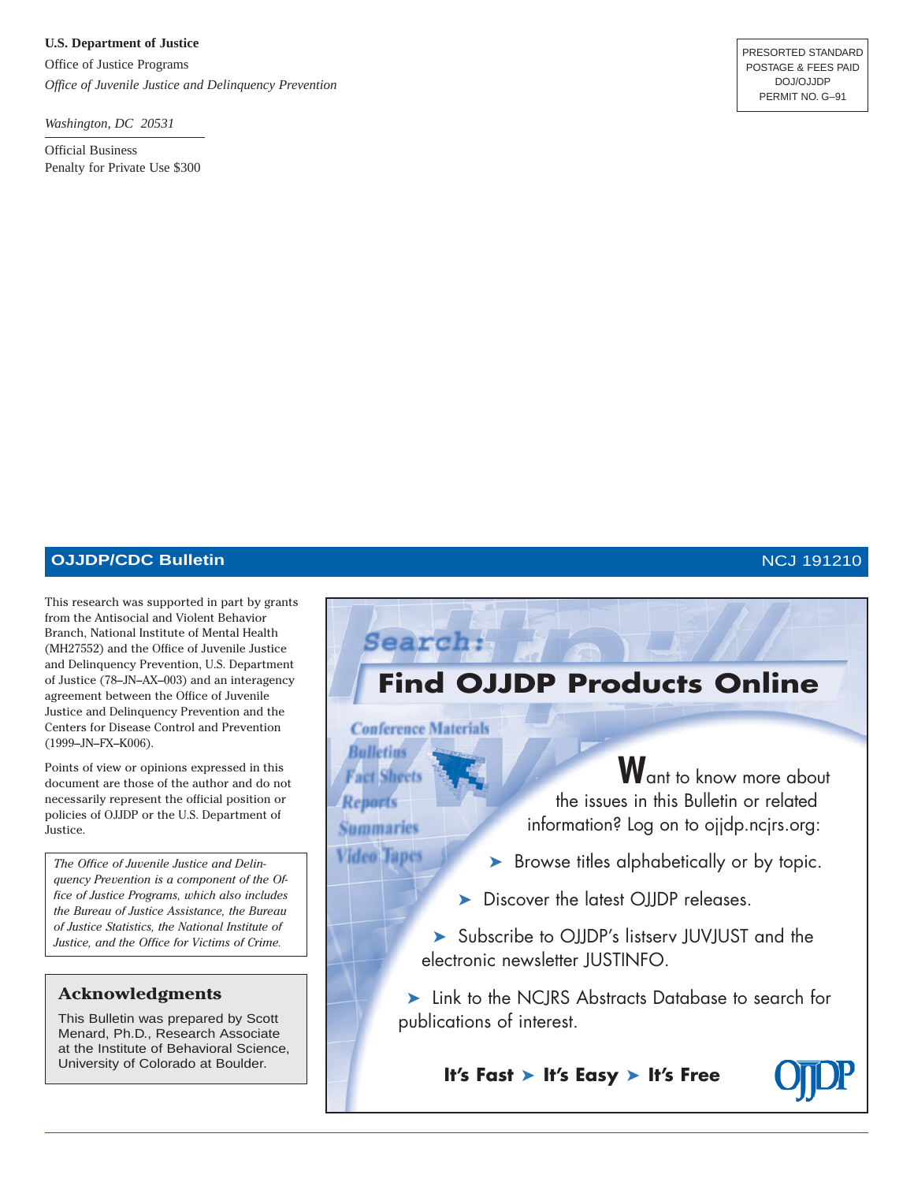**U.S. Department of Justice**

Office of Justice Programs

*Office of Juvenile Justice and Delinquency Prevention*

*Washington, DC 20531*

Official Business
Penalty for Private Use $300

PRESORTED STANDARD
POSTAGE & FEES PAID
DOJ/OJJDP
PERMIT NO. G–91

**OJJDP/CDC Bulletin** NCJ 191210

This research was supported in part by grants from the Antisocial and Violent Behavior Branch, National Institute of Mental Health (MH27552) and the Office of Juvenile Justice and Delinquency Prevention, U.S. Department of Justice (78–JN–AX–003) and an interagency agreement between the Office of Juvenile Justice and Delinquency Prevention and the Centers for Disease Control and Prevention (1999–JN–FX–K006).

Points of view or opinions expressed in this document are those of the author and do not necessarily represent the official position or policies of OJJDP or the U.S. Department of Justice.

*The Office of Juvenile Justice and Delinquency Prevention is a component of the Office of Justice Programs, which also includes the Bureau of Justice Assistance, the Bureau of Justice Statistics, the National Institute of Justice, and the Office for Victims of Crime.*

## Acknowledgments

This Bulletin was prepared by Scott Menard, Ph.D., Research Associate at the Institute of Behavioral Science, University of Colorado at Boulder.

Search:

## Find OJJDP Products Online

Conference Materials
Bulletins
Fact Sheets
Reports
Summaries
Video Tapes

Want to know more about the issues in this Bulletin or related information? Log on to ojjdp.ncjrs.org:

- Browse titles alphabetically or by topic.
- Discover the latest OJJDP releases.
- Subscribe to OJJDP's listserv JUVJUST and the electronic newsletter JUSTINFO.
- Link to the NCJRS Abstracts Database to search for publications of interest.

**It's Fast ➤ It's Easy ➤ It's Free**

OJJDP